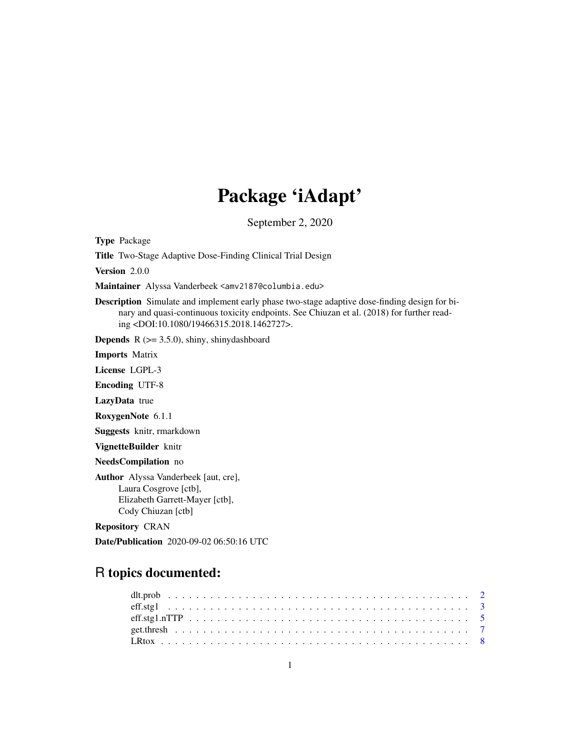# Package 'iAdapt'

September 2, 2020

**Type** Package

**Title** Two-Stage Adaptive Dose-Finding Clinical Trial Design

**Version** 2.0.0

**Maintainer** Alyssa Vanderbeek <amv2187@columbia.edu>

**Description** Simulate and implement early phase two-stage adaptive dose-finding design for binary and quasi-continuous toxicity endpoints. See Chiuzan et al. (2018) for further reading <DOI:10.1080/19466315.2018.1462727>.

**Depends** R (>= 3.5.0), shiny, shinydashboard

**Imports** Matrix

**License** LGPL-3

**Encoding** UTF-8

**LazyData** true

**RoxygenNote** 6.1.1

**Suggests** knitr, rmarkdown

**VignetteBuilder** knitr

**NeedsCompilation** no

**Author** Alyssa Vanderbeek [aut, cre],
Laura Cosgrove [ctb],
Elizabeth Garrett-Mayer [ctb],
Cody Chiuzan [ctb]

**Repository** CRAN

**Date/Publication** 2020-09-02 06:50:16 UTC

## R topics documented:

dlt.prob . . . . . . . . . . . . . . . . . . . . . . . . . . . . . . . . . . . . . . . . . . 2
eff.stg1 . . . . . . . . . . . . . . . . . . . . . . . . . . . . . . . . . . . . . . . . . . . 3
eff.stg1.nTTP . . . . . . . . . . . . . . . . . . . . . . . . . . . . . . . . . . . . . . . 5
get.thresh . . . . . . . . . . . . . . . . . . . . . . . . . . . . . . . . . . . . . . . . . 7
LRtox . . . . . . . . . . . . . . . . . . . . . . . . . . . . . . . . . . . . . . . . . . . . 8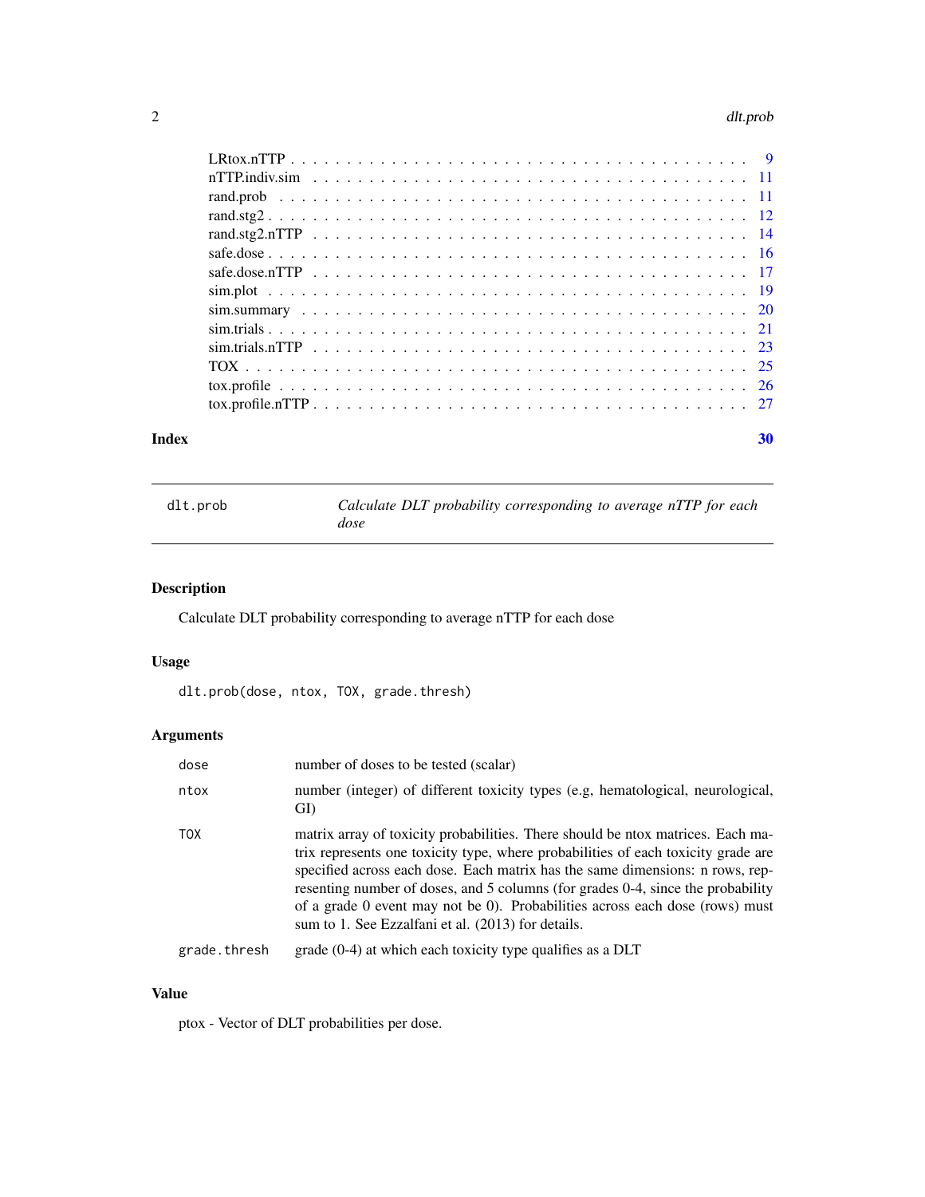| | |
|---|---|
| LRtox.nTTP | 9 |
| nTTP.indiv.sim | 11 |
| rand.prob | 11 |
| rand.stg2 | 12 |
| rand.stg2.nTTP | 14 |
| safe.dose | 16 |
| safe.dose.nTTP | 17 |
| sim.plot | 19 |
| sim.summary | 20 |
| sim.trials | 21 |
| sim.trials.nTTP | 23 |
| TOX | 25 |
| tox.profile | 26 |
| tox.profile.nTTP | 27 |

**Index** **30**

---

`dlt.prob` *Calculate DLT probability corresponding to average nTTP for each dose*

---

## Description

Calculate DLT probability corresponding to average nTTP for each dose

## Usage

```
dlt.prob(dose, ntox, TOX, grade.thresh)
```

## Arguments

| | |
|---|---|
| `dose` | number of doses to be tested (scalar) |
| `ntox` | number (integer) of different toxicity types (e.g, hematological, neurological, GI) |
| `TOX` | matrix array of toxicity probabilities. There should be ntox matrices. Each matrix represents one toxicity type, where probabilities of each toxicity grade are specified across each dose. Each matrix has the same dimensions: n rows, representing number of doses, and 5 columns (for grades 0-4, since the probability of a grade 0 event may not be 0). Probabilities across each dose (rows) must sum to 1. See Ezzalfani et al. (2013) for details. |
| `grade.thresh` | grade (0-4) at which each toxicity type qualifies as a DLT |

## Value

ptox - Vector of DLT probabilities per dose.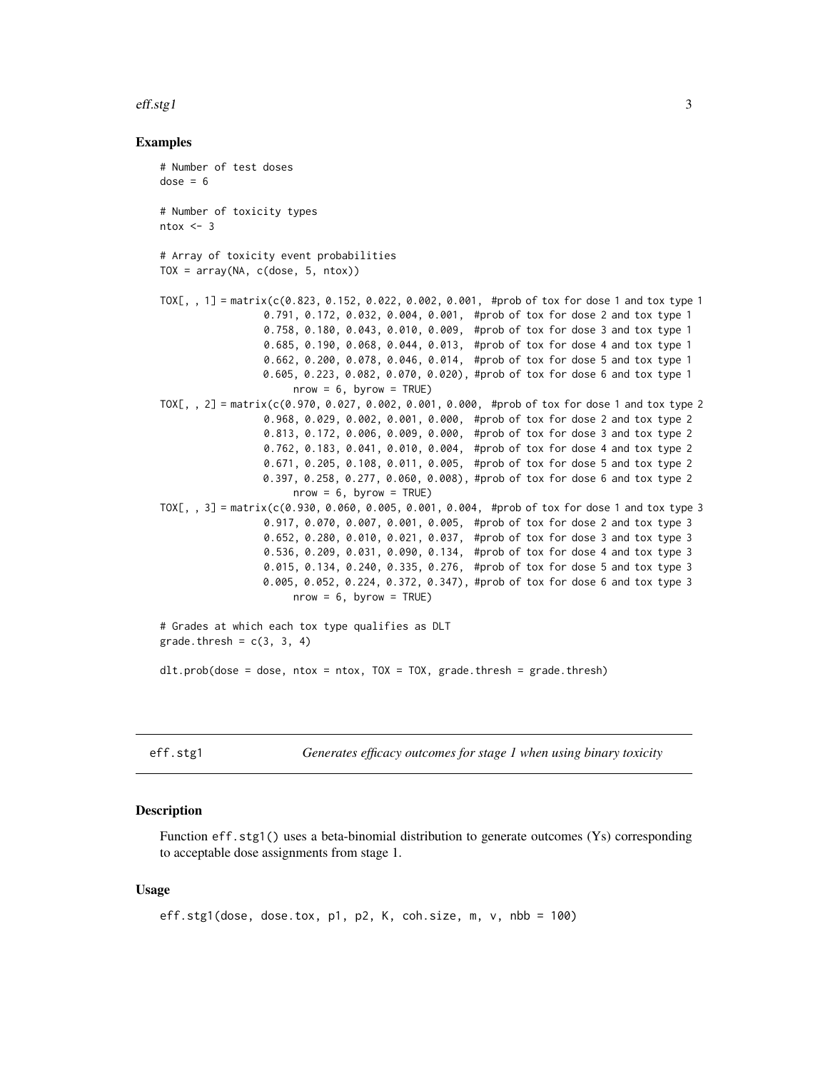### Examples

```
# Number of test doses
dose = 6

# Number of toxicity types
ntox <- 3

# Array of toxicity event probabilities
TOX = array(NA, c(dose, 5, ntox))

TOX[, , 1] = matrix(c(0.823, 0.152, 0.022, 0.002, 0.001,  #prob of tox for dose 1 and tox type 1
                  0.791, 0.172, 0.032, 0.004, 0.001,  #prob of tox for dose 2 and tox type 1
                  0.758, 0.180, 0.043, 0.010, 0.009,  #prob of tox for dose 3 and tox type 1
                  0.685, 0.190, 0.068, 0.044, 0.013,  #prob of tox for dose 4 and tox type 1
                  0.662, 0.200, 0.078, 0.046, 0.014,  #prob of tox for dose 5 and tox type 1
                  0.605, 0.223, 0.082, 0.070, 0.020), #prob of tox for dose 6 and tox type 1
                       nrow = 6, byrow = TRUE)
TOX[, , 2] = matrix(c(0.970, 0.027, 0.002, 0.001, 0.000,  #prob of tox for dose 1 and tox type 2
                  0.968, 0.029, 0.002, 0.001, 0.000,  #prob of tox for dose 2 and tox type 2
                  0.813, 0.172, 0.006, 0.009, 0.000,  #prob of tox for dose 3 and tox type 2
                  0.762, 0.183, 0.041, 0.010, 0.004,  #prob of tox for dose 4 and tox type 2
                  0.671, 0.205, 0.108, 0.011, 0.005,  #prob of tox for dose 5 and tox type 2
                  0.397, 0.258, 0.277, 0.060, 0.008), #prob of tox for dose 6 and tox type 2
                       nrow = 6, byrow = TRUE)
TOX[, , 3] = matrix(c(0.930, 0.060, 0.005, 0.001, 0.004,  #prob of tox for dose 1 and tox type 3
                  0.917, 0.070, 0.007, 0.001, 0.005,  #prob of tox for dose 2 and tox type 3
                  0.652, 0.280, 0.010, 0.021, 0.037,  #prob of tox for dose 3 and tox type 3
                  0.536, 0.209, 0.031, 0.090, 0.134,  #prob of tox for dose 4 and tox type 3
                  0.015, 0.134, 0.240, 0.335, 0.276,  #prob of tox for dose 5 and tox type 3
                  0.005, 0.052, 0.224, 0.372, 0.347), #prob of tox for dose 6 and tox type 3
                       nrow = 6, byrow = TRUE)

# Grades at which each tox type qualifies as DLT
grade.thresh = c(3, 3, 4)

dlt.prob(dose = dose, ntox = ntox, TOX = TOX, grade.thresh = grade.thresh)
```

---

## eff.stg1 — *Generates efficacy outcomes for stage 1 when using binary toxicity*

### Description

Function eff.stg1() uses a beta-binomial distribution to generate outcomes (Ys) corresponding to acceptable dose assignments from stage 1.

### Usage

```
eff.stg1(dose, dose.tox, p1, p2, K, coh.size, m, v, nbb = 100)
```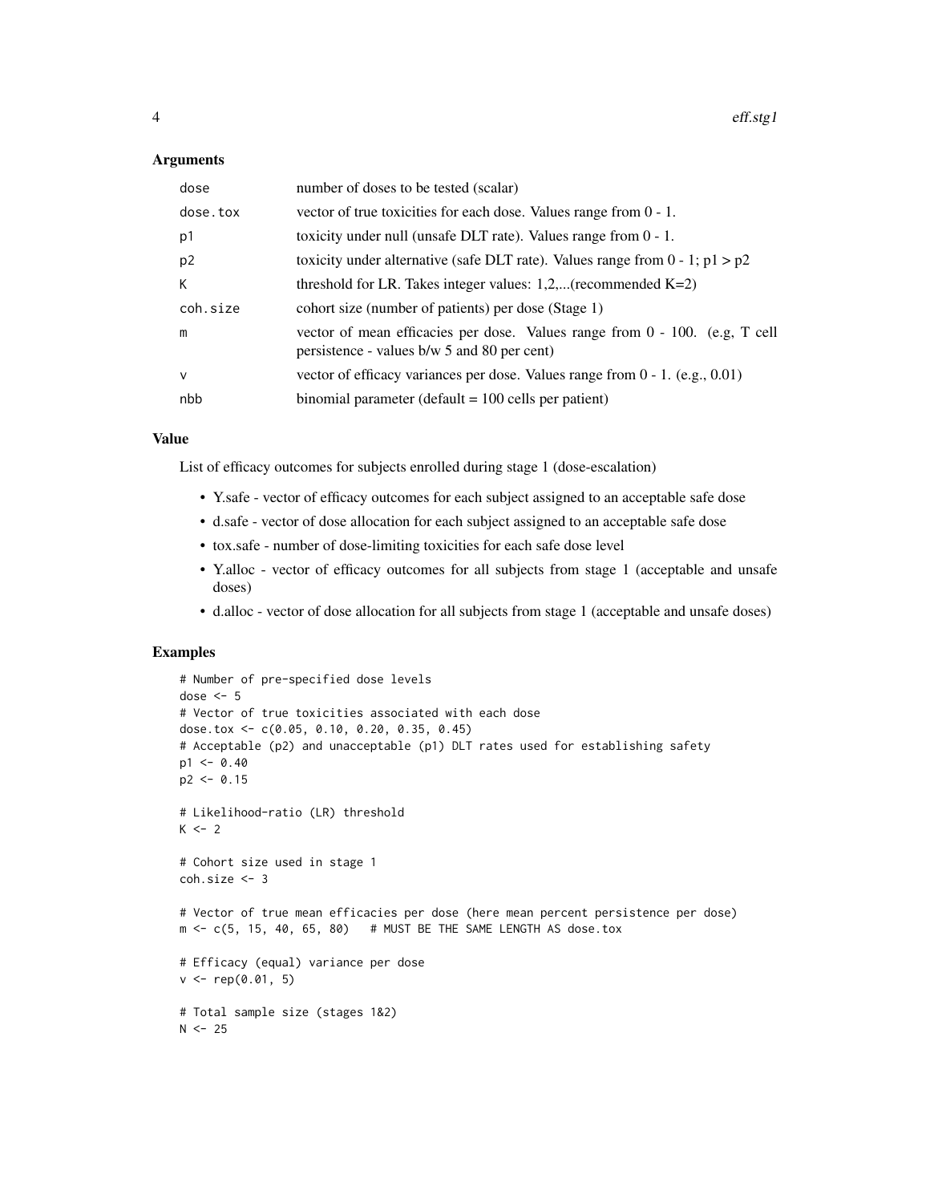### Arguments

| | |
|---|---|
| dose | number of doses to be tested (scalar) |
| dose.tox | vector of true toxicities for each dose. Values range from 0 - 1. |
| p1 | toxicity under null (unsafe DLT rate). Values range from 0 - 1. |
| p2 | toxicity under alternative (safe DLT rate). Values range from 0 - 1; p1 > p2 |
| K | threshold for LR. Takes integer values: 1,2,...(recommended K=2) |
| coh.size | cohort size (number of patients) per dose (Stage 1) |
| m | vector of mean efficacies per dose. Values range from 0 - 100. (e.g, T cell persistence - values b/w 5 and 80 per cent) |
| v | vector of efficacy variances per dose. Values range from 0 - 1. (e.g., 0.01) |
| nbb | binomial parameter (default = 100 cells per patient) |

### Value

List of efficacy outcomes for subjects enrolled during stage 1 (dose-escalation)

- Y.safe - vector of efficacy outcomes for each subject assigned to an acceptable safe dose
- d.safe - vector of dose allocation for each subject assigned to an acceptable safe dose
- tox.safe - number of dose-limiting toxicities for each safe dose level
- Y.alloc - vector of efficacy outcomes for all subjects from stage 1 (acceptable and unsafe doses)
- d.alloc - vector of dose allocation for all subjects from stage 1 (acceptable and unsafe doses)

### Examples

```
# Number of pre-specified dose levels
dose <- 5
# Vector of true toxicities associated with each dose
dose.tox <- c(0.05, 0.10, 0.20, 0.35, 0.45)
# Acceptable (p2) and unacceptable (p1) DLT rates used for establishing safety
p1 <- 0.40
p2 <- 0.15

# Likelihood-ratio (LR) threshold
K <- 2

# Cohort size used in stage 1
coh.size <- 3

# Vector of true mean efficacies per dose (here mean percent persistence per dose)
m <- c(5, 15, 40, 65, 80)   # MUST BE THE SAME LENGTH AS dose.tox

# Efficacy (equal) variance per dose
v <- rep(0.01, 5)

# Total sample size (stages 1&2)
N <- 25
```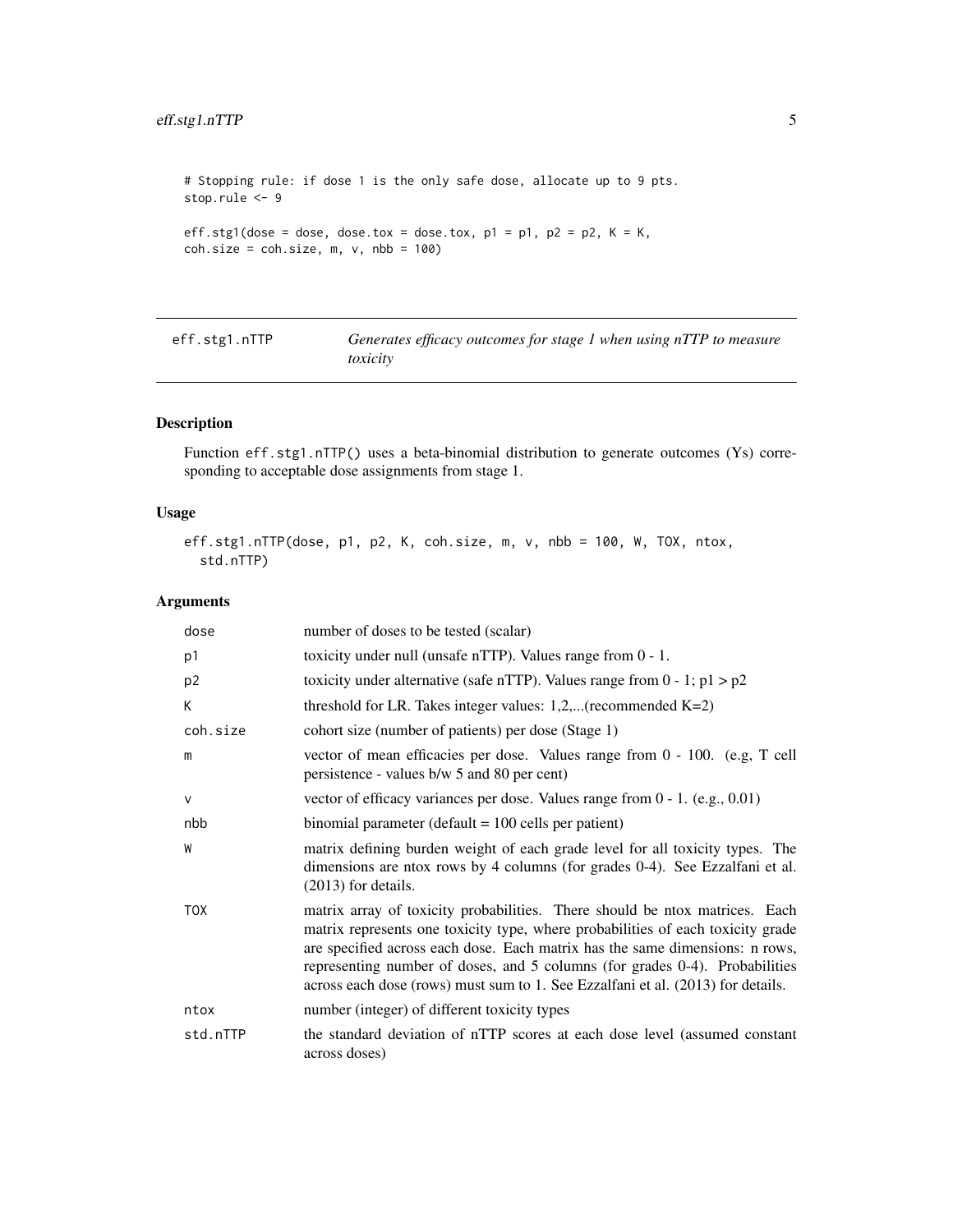```
# Stopping rule: if dose 1 is the only safe dose, allocate up to 9 pts.
stop.rule <- 9

eff.stg1(dose = dose, dose.tox = dose.tox, p1 = p1, p2 = p2, K = K,
coh.size = coh.size, m, v, nbb = 100)
```

---

## eff.stg1.nTTP — *Generates efficacy outcomes for stage 1 when using nTTP to measure toxicity*

---

### Description

Function `eff.stg1.nTTP()` uses a beta-binomial distribution to generate outcomes (Ys) corresponding to acceptable dose assignments from stage 1.

### Usage

```
eff.stg1.nTTP(dose, p1, p2, K, coh.size, m, v, nbb = 100, W, TOX, ntox,
  std.nTTP)
```

### Arguments

| | |
|---|---|
| `dose` | number of doses to be tested (scalar) |
| `p1` | toxicity under null (unsafe nTTP). Values range from 0 - 1. |
| `p2` | toxicity under alternative (safe nTTP). Values range from 0 - 1; p1 > p2 |
| `K` | threshold for LR. Takes integer values: 1,2,...(recommended K=2) |
| `coh.size` | cohort size (number of patients) per dose (Stage 1) |
| `m` | vector of mean efficacies per dose. Values range from 0 - 100. (e.g, T cell persistence - values b/w 5 and 80 per cent) |
| `v` | vector of efficacy variances per dose. Values range from 0 - 1. (e.g., 0.01) |
| `nbb` | binomial parameter (default = 100 cells per patient) |
| `W` | matrix defining burden weight of each grade level for all toxicity types. The dimensions are ntox rows by 4 columns (for grades 0-4). See Ezzalfani et al. (2013) for details. |
| `TOX` | matrix array of toxicity probabilities. There should be ntox matrices. Each matrix represents one toxicity type, where probabilities of each toxicity grade are specified across each dose. Each matrix has the same dimensions: n rows, representing number of doses, and 5 columns (for grades 0-4). Probabilities across each dose (rows) must sum to 1. See Ezzalfani et al. (2013) for details. |
| `ntox` | number (integer) of different toxicity types |
| `std.nTTP` | the standard deviation of nTTP scores at each dose level (assumed constant across doses) |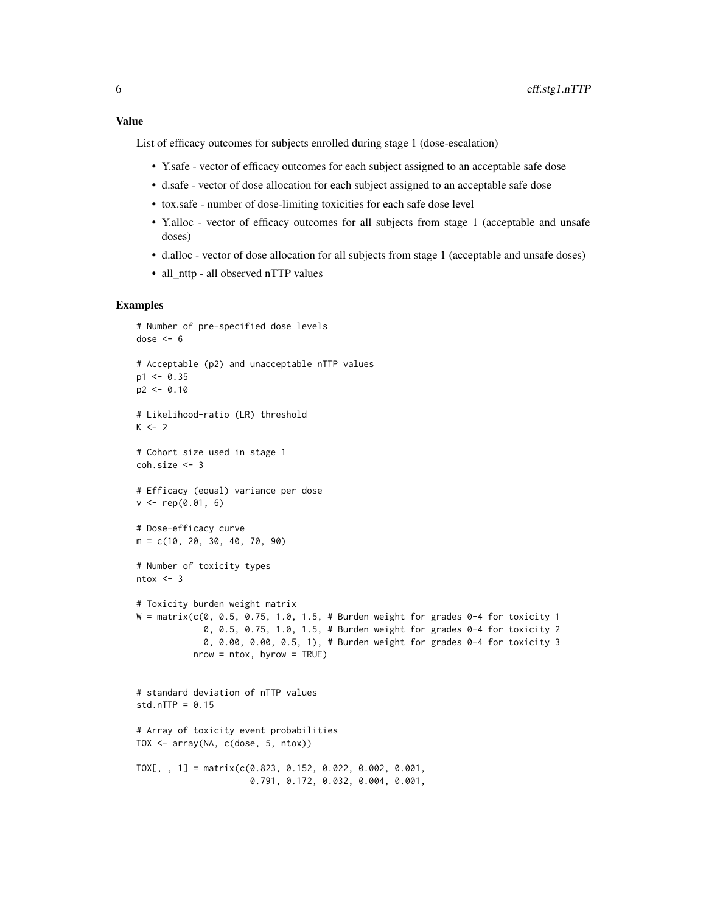## Value

List of efficacy outcomes for subjects enrolled during stage 1 (dose-escalation)

- Y.safe - vector of efficacy outcomes for each subject assigned to an acceptable safe dose
- d.safe - vector of dose allocation for each subject assigned to an acceptable safe dose
- tox.safe - number of dose-limiting toxicities for each safe dose level
- Y.alloc - vector of efficacy outcomes for all subjects from stage 1 (acceptable and unsafe doses)
- d.alloc - vector of dose allocation for all subjects from stage 1 (acceptable and unsafe doses)
- all_nttp - all observed nTTP values

## Examples

```
# Number of pre-specified dose levels
dose <- 6

# Acceptable (p2) and unacceptable nTTP values
p1 <- 0.35
p2 <- 0.10

# Likelihood-ratio (LR) threshold
K <- 2

# Cohort size used in stage 1
coh.size <- 3

# Efficacy (equal) variance per dose
v <- rep(0.01, 6)

# Dose-efficacy curve
m = c(10, 20, 30, 40, 70, 90)

# Number of toxicity types
ntox <- 3

# Toxicity burden weight matrix
W = matrix(c(0, 0.5, 0.75, 1.0, 1.5, # Burden weight for grades 0-4 for toxicity 1
             0, 0.5, 0.75, 1.0, 1.5, # Burden weight for grades 0-4 for toxicity 2
             0, 0.00, 0.00, 0.5, 1), # Burden weight for grades 0-4 for toxicity 3
           nrow = ntox, byrow = TRUE)


# standard deviation of nTTP values
std.nTTP = 0.15

# Array of toxicity event probabilities
TOX <- array(NA, c(dose, 5, ntox))

TOX[, , 1] = matrix(c(0.823, 0.152, 0.022, 0.002, 0.001,
                      0.791, 0.172, 0.032, 0.004, 0.001,
```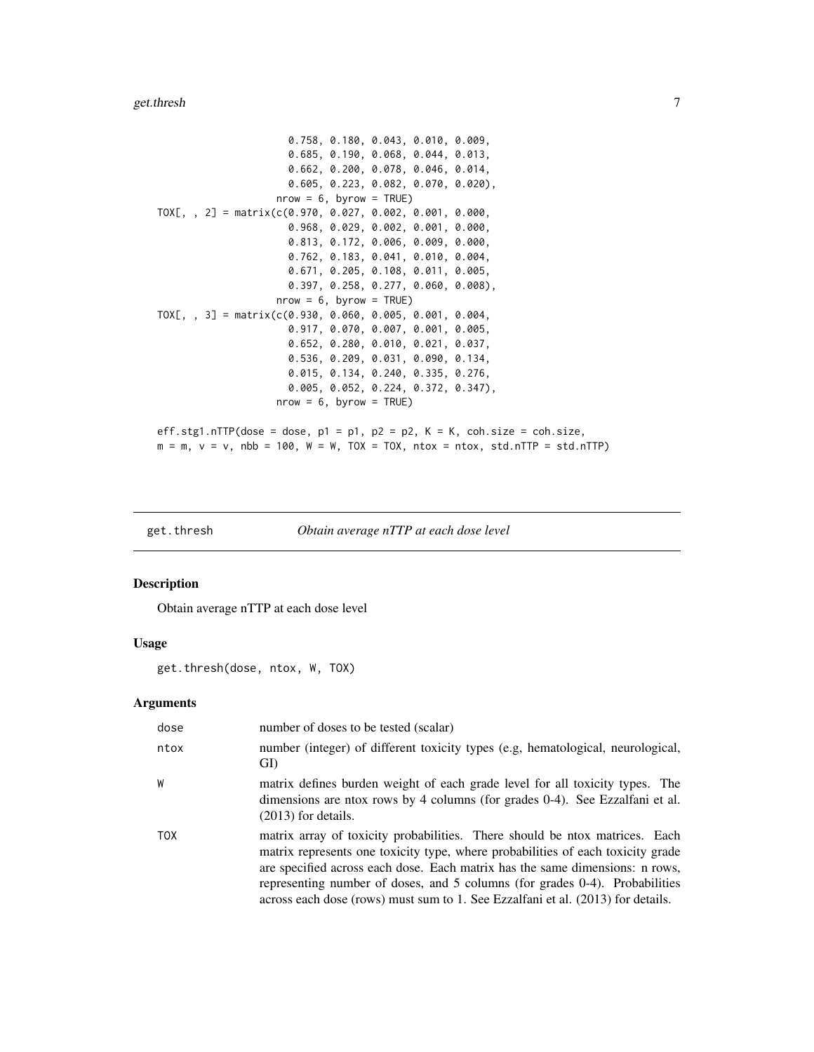```
                      0.758, 0.180, 0.043, 0.010, 0.009,
                      0.685, 0.190, 0.068, 0.044, 0.013,
                      0.662, 0.200, 0.078, 0.046, 0.014,
                      0.605, 0.223, 0.082, 0.070, 0.020),
                    nrow = 6, byrow = TRUE)
TOX[, , 2] = matrix(c(0.970, 0.027, 0.002, 0.001, 0.000,
                      0.968, 0.029, 0.002, 0.001, 0.000,
                      0.813, 0.172, 0.006, 0.009, 0.000,
                      0.762, 0.183, 0.041, 0.010, 0.004,
                      0.671, 0.205, 0.108, 0.011, 0.005,
                      0.397, 0.258, 0.277, 0.060, 0.008),
                    nrow = 6, byrow = TRUE)
TOX[, , 3] = matrix(c(0.930, 0.060, 0.005, 0.001, 0.004,
                      0.917, 0.070, 0.007, 0.001, 0.005,
                      0.652, 0.280, 0.010, 0.021, 0.037,
                      0.536, 0.209, 0.031, 0.090, 0.134,
                      0.015, 0.134, 0.240, 0.335, 0.276,
                      0.005, 0.052, 0.224, 0.372, 0.347),
                    nrow = 6, byrow = TRUE)

eff.stg1.nTTP(dose = dose, p1 = p1, p2 = p2, K = K, coh.size = coh.size,
m = m, v = v, nbb = 100, W = W, TOX = TOX, ntox = ntox, std.nTTP = std.nTTP)
```

---

## get.thresh — *Obtain average nTTP at each dose level*

### Description

Obtain average nTTP at each dose level

### Usage

```
get.thresh(dose, ntox, W, TOX)
```

### Arguments

| | |
|---|---|
| dose | number of doses to be tested (scalar) |
| ntox | number (integer) of different toxicity types (e.g, hematological, neurological, GI) |
| W | matrix defines burden weight of each grade level for all toxicity types. The dimensions are ntox rows by 4 columns (for grades 0-4). See Ezzalfani et al. (2013) for details. |
| TOX | matrix array of toxicity probabilities. There should be ntox matrices. Each matrix represents one toxicity type, where probabilities of each toxicity grade are specified across each dose. Each matrix has the same dimensions: n rows, representing number of doses, and 5 columns (for grades 0-4). Probabilities across each dose (rows) must sum to 1. See Ezzalfani et al. (2013) for details. |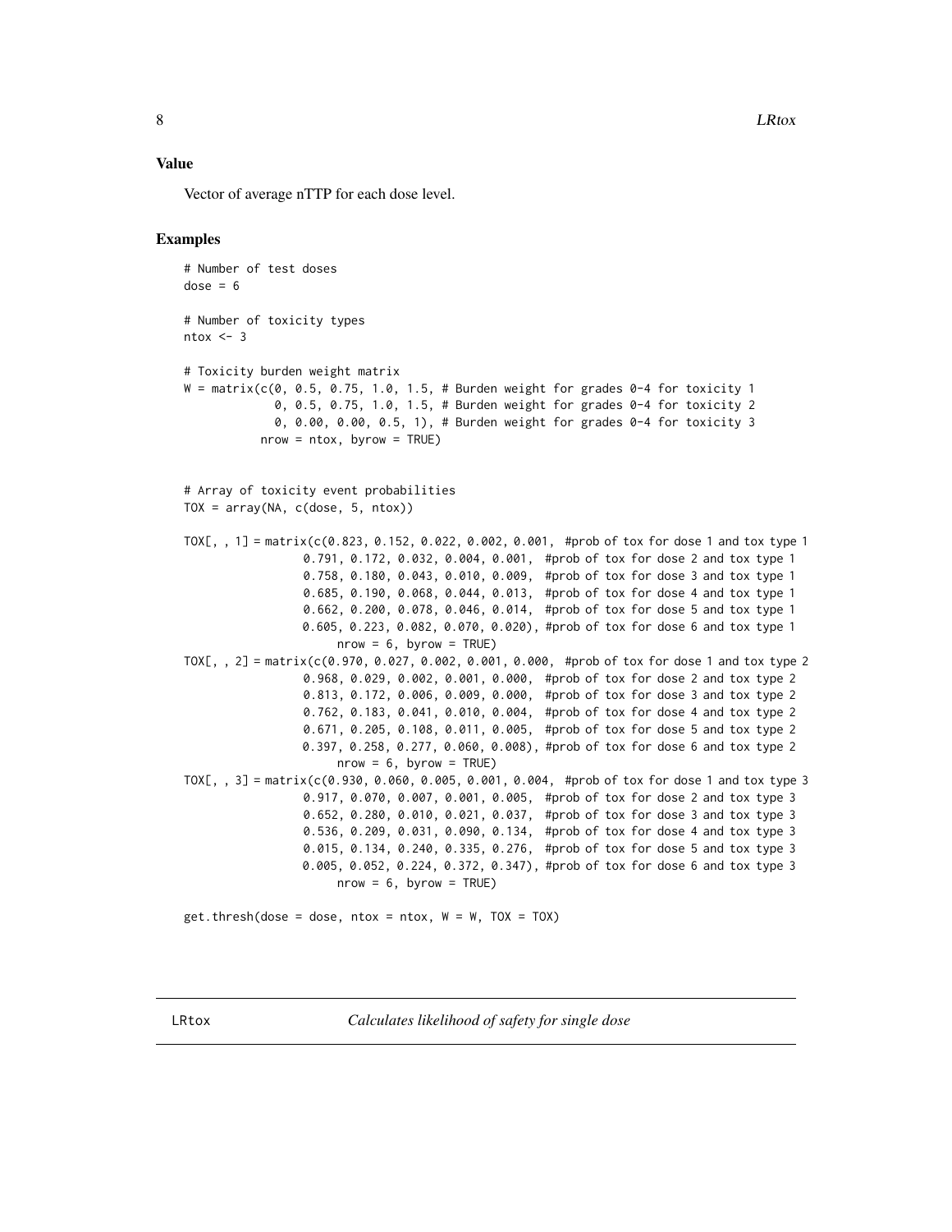## Value

Vector of average nTTP for each dose level.

## Examples

```
# Number of test doses
dose = 6

# Number of toxicity types
ntox <- 3

# Toxicity burden weight matrix
W = matrix(c(0, 0.5, 0.75, 1.0, 1.5, # Burden weight for grades 0-4 for toxicity 1
             0, 0.5, 0.75, 1.0, 1.5, # Burden weight for grades 0-4 for toxicity 2
             0, 0.00, 0.00, 0.5, 1), # Burden weight for grades 0-4 for toxicity 3
           nrow = ntox, byrow = TRUE)


# Array of toxicity event probabilities
TOX = array(NA, c(dose, 5, ntox))

TOX[, , 1] = matrix(c(0.823, 0.152, 0.022, 0.002, 0.001,  #prob of tox for dose 1 and tox type 1
                  0.791, 0.172, 0.032, 0.004, 0.001,  #prob of tox for dose 2 and tox type 1
                  0.758, 0.180, 0.043, 0.010, 0.009,  #prob of tox for dose 3 and tox type 1
                  0.685, 0.190, 0.068, 0.044, 0.013,  #prob of tox for dose 4 and tox type 1
                  0.662, 0.200, 0.078, 0.046, 0.014,  #prob of tox for dose 5 and tox type 1
                  0.605, 0.223, 0.082, 0.070, 0.020), #prob of tox for dose 6 and tox type 1
                      nrow = 6, byrow = TRUE)
TOX[, , 2] = matrix(c(0.970, 0.027, 0.002, 0.001, 0.000,  #prob of tox for dose 1 and tox type 2
                  0.968, 0.029, 0.002, 0.001, 0.000,  #prob of tox for dose 2 and tox type 2
                  0.813, 0.172, 0.006, 0.009, 0.000,  #prob of tox for dose 3 and tox type 2
                  0.762, 0.183, 0.041, 0.010, 0.004,  #prob of tox for dose 4 and tox type 2
                  0.671, 0.205, 0.108, 0.011, 0.005,  #prob of tox for dose 5 and tox type 2
                  0.397, 0.258, 0.277, 0.060, 0.008), #prob of tox for dose 6 and tox type 2
                      nrow = 6, byrow = TRUE)
TOX[, , 3] = matrix(c(0.930, 0.060, 0.005, 0.001, 0.004,  #prob of tox for dose 1 and tox type 3
                  0.917, 0.070, 0.007, 0.001, 0.005,  #prob of tox for dose 2 and tox type 3
                  0.652, 0.280, 0.010, 0.021, 0.037,  #prob of tox for dose 3 and tox type 3
                  0.536, 0.209, 0.031, 0.090, 0.134,  #prob of tox for dose 4 and tox type 3
                  0.015, 0.134, 0.240, 0.335, 0.276,  #prob of tox for dose 5 and tox type 3
                  0.005, 0.052, 0.224, 0.372, 0.347), #prob of tox for dose 6 and tox type 3
                      nrow = 6, byrow = TRUE)

get.thresh(dose = dose, ntox = ntox, W = W, TOX = TOX)
```

---

LRtox *Calculates likelihood of safety for single dose*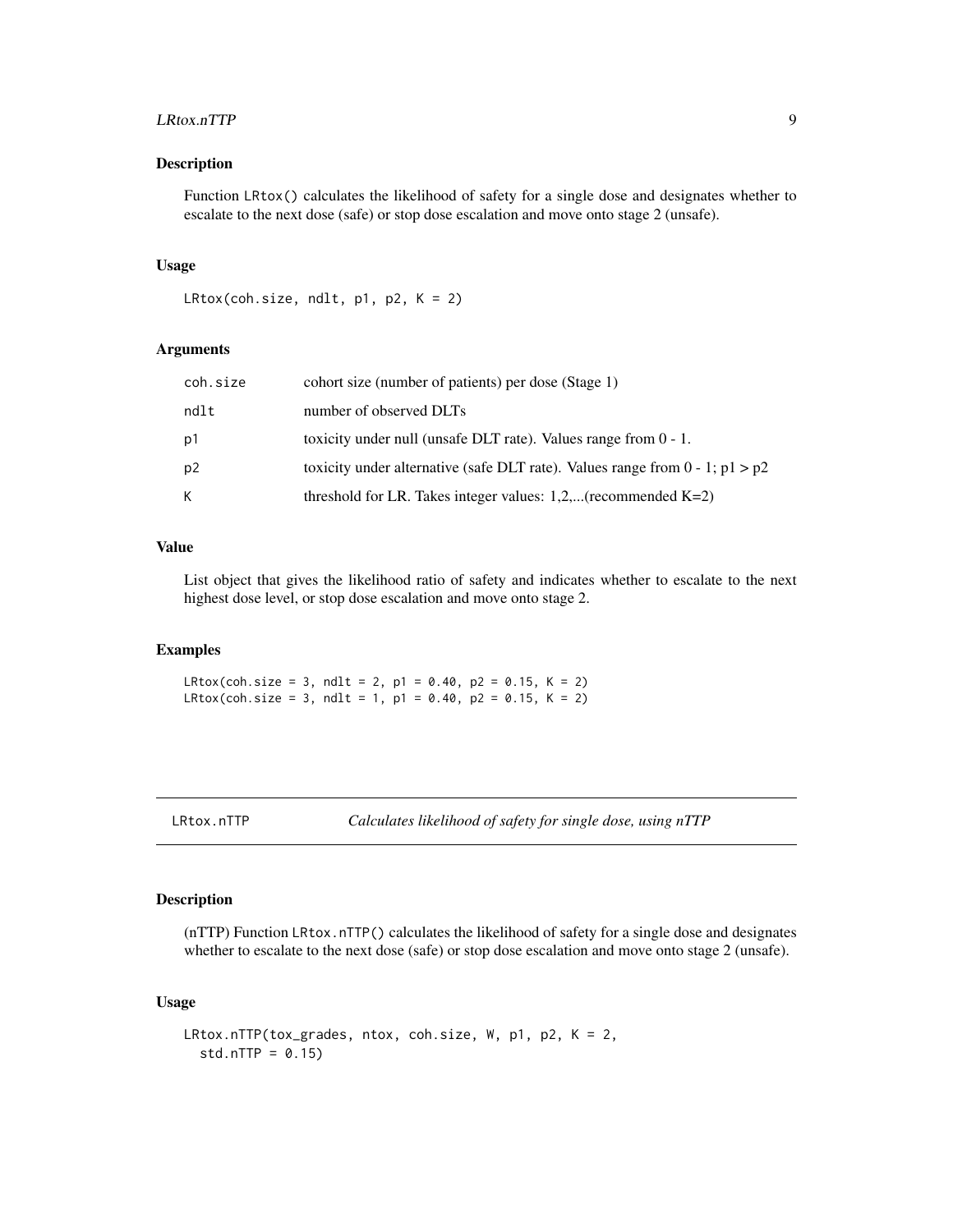## Description

Function `LRtox()` calculates the likelihood of safety for a single dose and designates whether to escalate to the next dose (safe) or stop dose escalation and move onto stage 2 (unsafe).

## Usage

```
LRtox(coh.size, ndlt, p1, p2, K = 2)
```

## Arguments

| | |
|---|---|
| coh.size | cohort size (number of patients) per dose (Stage 1) |
| ndlt | number of observed DLTs |
| p1 | toxicity under null (unsafe DLT rate). Values range from 0 - 1. |
| p2 | toxicity under alternative (safe DLT rate). Values range from 0 - 1; p1 > p2 |
| K | threshold for LR. Takes integer values: 1,2,...(recommended K=2) |

## Value

List object that gives the likelihood ratio of safety and indicates whether to escalate to the next highest dose level, or stop dose escalation and move onto stage 2.

## Examples

```
LRtox(coh.size = 3, ndlt = 2, p1 = 0.40, p2 = 0.15, K = 2)
LRtox(coh.size = 3, ndlt = 1, p1 = 0.40, p2 = 0.15, K = 2)
```

---

# LRtox.nTTP — *Calculates likelihood of safety for single dose, using nTTP*

## Description

(nTTP) Function `LRtox.nTTP()` calculates the likelihood of safety for a single dose and designates whether to escalate to the next dose (safe) or stop dose escalation and move onto stage 2 (unsafe).

## Usage

```
LRtox.nTTP(tox_grades, ntox, coh.size, W, p1, p2, K = 2,
  std.nTTP = 0.15)
```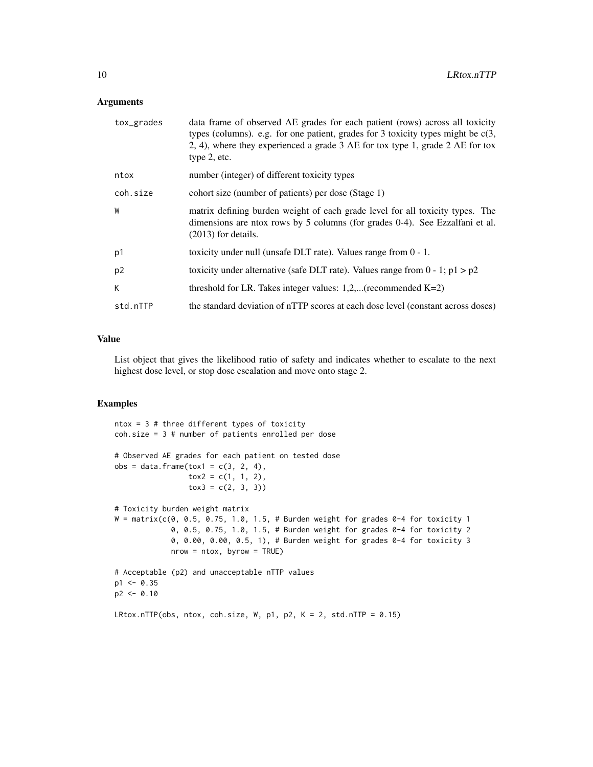### Arguments

| | |
|---|---|
| tox_grades | data frame of observed AE grades for each patient (rows) across all toxicity types (columns). e.g. for one patient, grades for 3 toxicity types might be c(3, 2, 4), where they experienced a grade 3 AE for tox type 1, grade 2 AE for tox type 2, etc. |
| ntox | number (integer) of different toxicity types |
| coh.size | cohort size (number of patients) per dose (Stage 1) |
| W | matrix defining burden weight of each grade level for all toxicity types. The dimensions are ntox rows by 5 columns (for grades 0-4). See Ezzalfani et al. (2013) for details. |
| p1 | toxicity under null (unsafe DLT rate). Values range from 0 - 1. |
| p2 | toxicity under alternative (safe DLT rate). Values range from 0 - 1; p1 > p2 |
| K | threshold for LR. Takes integer values: 1,2,...(recommended K=2) |
| std.nTTP | the standard deviation of nTTP scores at each dose level (constant across doses) |

### Value

List object that gives the likelihood ratio of safety and indicates whether to escalate to the next highest dose level, or stop dose escalation and move onto stage 2.

### Examples

```
ntox = 3 # three different types of toxicity
coh.size = 3 # number of patients enrolled per dose

# Observed AE grades for each patient on tested dose
obs = data.frame(tox1 = c(3, 2, 4),
                 tox2 = c(1, 1, 2),
                 tox3 = c(2, 3, 3))

# Toxicity burden weight matrix
W = matrix(c(0, 0.5, 0.75, 1.0, 1.5, # Burden weight for grades 0-4 for toxicity 1
             0, 0.5, 0.75, 1.0, 1.5, # Burden weight for grades 0-4 for toxicity 2
             0, 0.00, 0.00, 0.5, 1), # Burden weight for grades 0-4 for toxicity 3
             nrow = ntox, byrow = TRUE)

# Acceptable (p2) and unacceptable nTTP values
p1 <- 0.35
p2 <- 0.10

LRtox.nTTP(obs, ntox, coh.size, W, p1, p2, K = 2, std.nTTP = 0.15)
```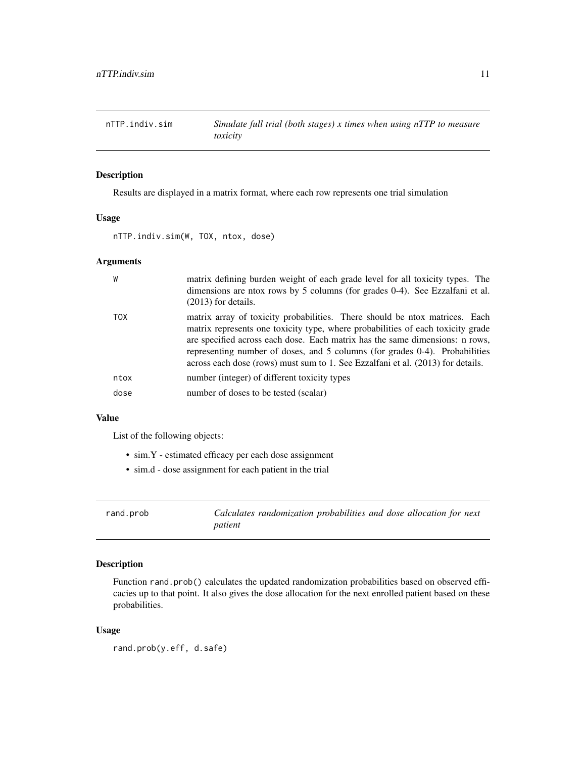## nTTP.indiv.sim — *Simulate full trial (both stages) x times when using nTTP to measure toxicity*

### Description

Results are displayed in a matrix format, where each row represents one trial simulation

### Usage

```
nTTP.indiv.sim(W, TOX, ntox, dose)
```

### Arguments

| | |
|---|---|
| W | matrix defining burden weight of each grade level for all toxicity types. The dimensions are ntox rows by 5 columns (for grades 0-4). See Ezzalfani et al. (2013) for details. |
| TOX | matrix array of toxicity probabilities. There should be ntox matrices. Each matrix represents one toxicity type, where probabilities of each toxicity grade are specified across each dose. Each matrix has the same dimensions: n rows, representing number of doses, and 5 columns (for grades 0-4). Probabilities across each dose (rows) must sum to 1. See Ezzalfani et al. (2013) for details. |
| ntox | number (integer) of different toxicity types |
| dose | number of doses to be tested (scalar) |

### Value

List of the following objects:

- sim.Y - estimated efficacy per each dose assignment
- sim.d - dose assignment for each patient in the trial

## rand.prob — *Calculates randomization probabilities and dose allocation for next patient*

### Description

Function `rand.prob()` calculates the updated randomization probabilities based on observed efficacies up to that point. It also gives the dose allocation for the next enrolled patient based on these probabilities.

### Usage

```
rand.prob(y.eff, d.safe)
```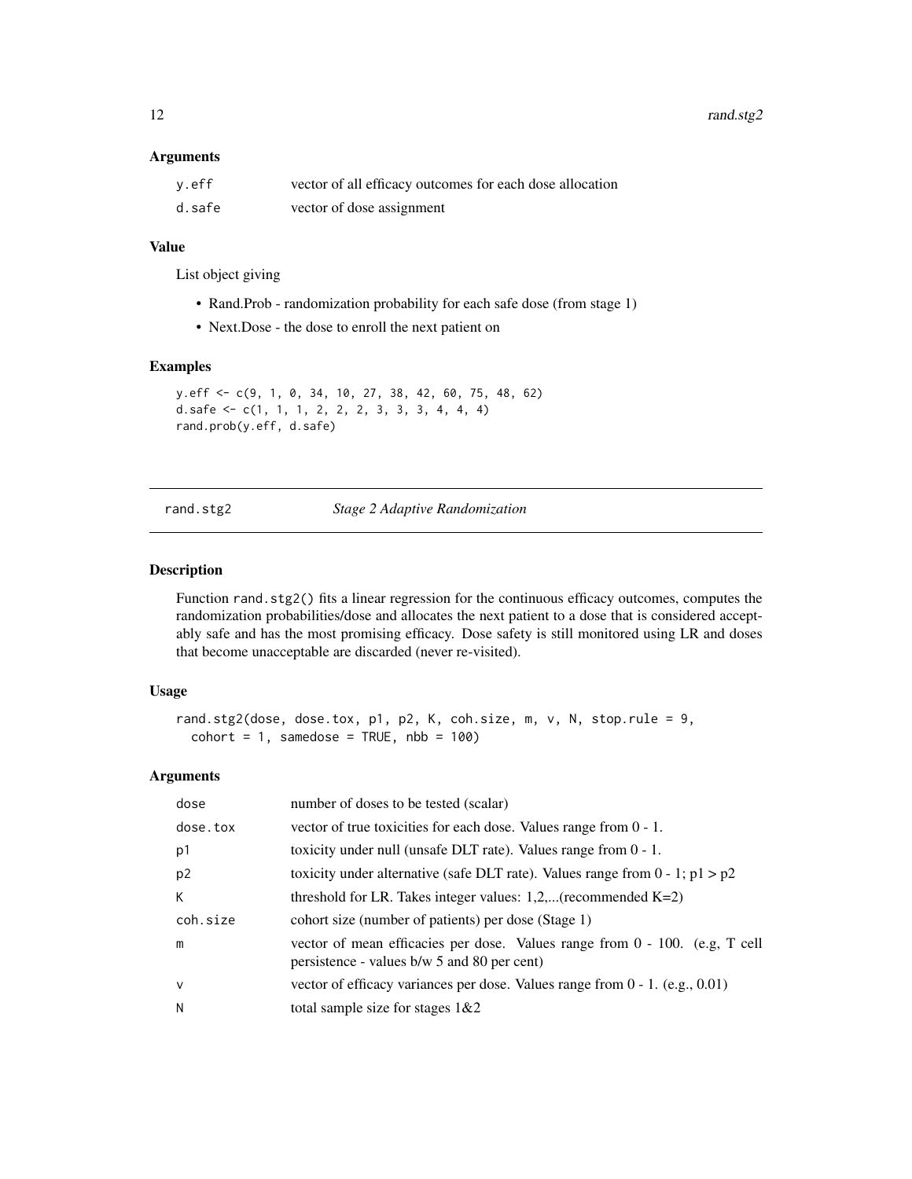### Arguments

| | |
|---|---|
| y.eff | vector of all efficacy outcomes for each dose allocation |
| d.safe | vector of dose assignment |

### Value

List object giving

- Rand.Prob - randomization probability for each safe dose (from stage 1)
- Next.Dose - the dose to enroll the next patient on

### Examples

```
y.eff <- c(9, 1, 0, 34, 10, 27, 38, 42, 60, 75, 48, 62)
d.safe <- c(1, 1, 1, 2, 2, 2, 3, 3, 3, 4, 4, 4)
rand.prob(y.eff, d.safe)
```

---

## rand.stg2 *Stage 2 Adaptive Randomization*

---

### Description

Function rand.stg2() fits a linear regression for the continuous efficacy outcomes, computes the randomization probabilities/dose and allocates the next patient to a dose that is considered acceptably safe and has the most promising efficacy. Dose safety is still monitored using LR and doses that become unacceptable are discarded (never re-visited).

### Usage

```
rand.stg2(dose, dose.tox, p1, p2, K, coh.size, m, v, N, stop.rule = 9,
  cohort = 1, samedose = TRUE, nbb = 100)
```

### Arguments

| | |
|---|---|
| dose | number of doses to be tested (scalar) |
| dose.tox | vector of true toxicities for each dose. Values range from 0 - 1. |
| p1 | toxicity under null (unsafe DLT rate). Values range from 0 - 1. |
| p2 | toxicity under alternative (safe DLT rate). Values range from 0 - 1; p1 > p2 |
| K | threshold for LR. Takes integer values: 1,2,...(recommended K=2) |
| coh.size | cohort size (number of patients) per dose (Stage 1) |
| m | vector of mean efficacies per dose. Values range from 0 - 100. (e.g, T cell persistence - values b/w 5 and 80 per cent) |
| v | vector of efficacy variances per dose. Values range from 0 - 1. (e.g., 0.01) |
| N | total sample size for stages 1&2 |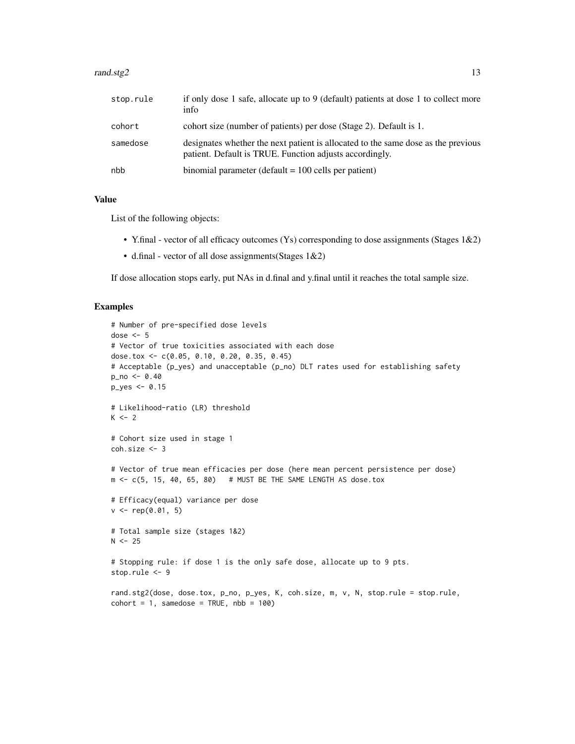| | |
|---|---|
| stop.rule | if only dose 1 safe, allocate up to 9 (default) patients at dose 1 to collect more info |
| cohort | cohort size (number of patients) per dose (Stage 2). Default is 1. |
| samedose | designates whether the next patient is allocated to the same dose as the previous patient. Default is TRUE. Function adjusts accordingly. |
| nbb | binomial parameter (default = 100 cells per patient) |

## Value

List of the following objects:

- Y.final - vector of all efficacy outcomes (Ys) corresponding to dose assignments (Stages 1&2)
- d.final - vector of all dose assignments(Stages 1&2)

If dose allocation stops early, put NAs in d.final and y.final until it reaches the total sample size.

## Examples

```
# Number of pre-specified dose levels
dose <- 5
# Vector of true toxicities associated with each dose
dose.tox <- c(0.05, 0.10, 0.20, 0.35, 0.45)
# Acceptable (p_yes) and unacceptable (p_no) DLT rates used for establishing safety
p_no <- 0.40
p_yes <- 0.15

# Likelihood-ratio (LR) threshold
K <- 2

# Cohort size used in stage 1
coh.size <- 3

# Vector of true mean efficacies per dose (here mean percent persistence per dose)
m <- c(5, 15, 40, 65, 80)   # MUST BE THE SAME LENGTH AS dose.tox

# Efficacy(equal) variance per dose
v <- rep(0.01, 5)

# Total sample size (stages 1&2)
N <- 25

# Stopping rule: if dose 1 is the only safe dose, allocate up to 9 pts.
stop.rule <- 9

rand.stg2(dose, dose.tox, p_no, p_yes, K, coh.size, m, v, N, stop.rule = stop.rule,
cohort = 1, samedose = TRUE, nbb = 100)
```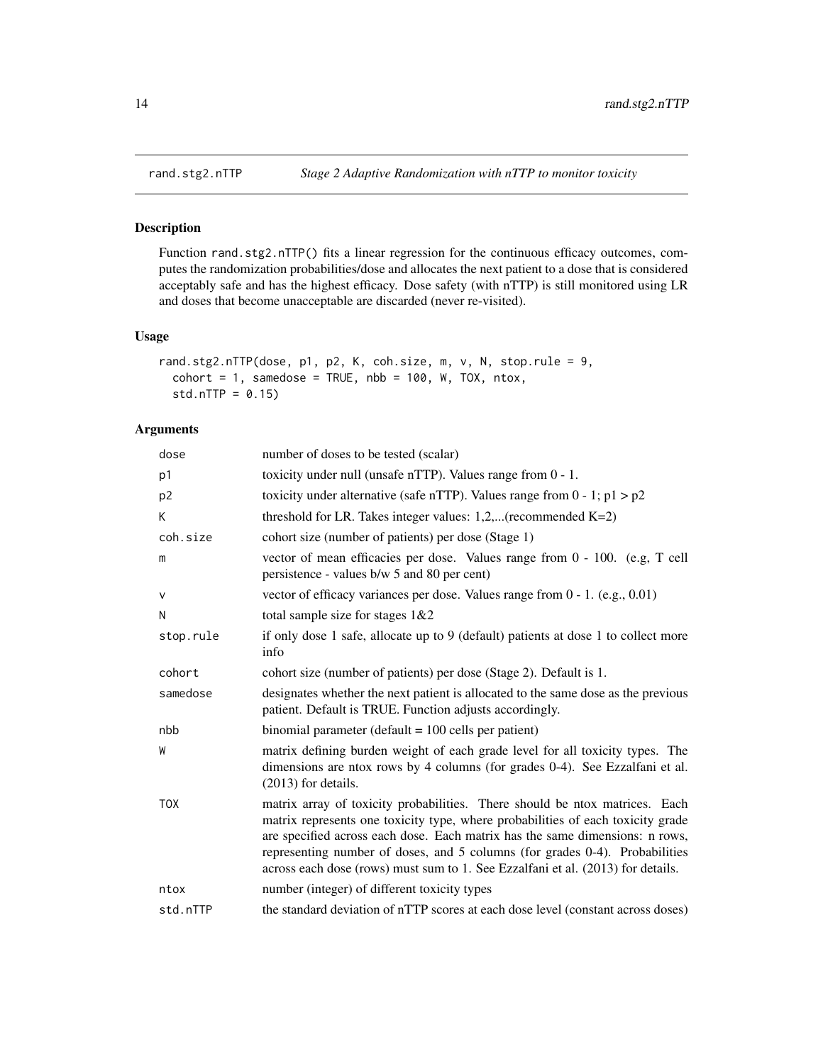# rand.stg2.nTTP — *Stage 2 Adaptive Randomization with nTTP to monitor toxicity*

## Description

Function `rand.stg2.nTTP()` fits a linear regression for the continuous efficacy outcomes, computes the randomization probabilities/dose and allocates the next patient to a dose that is considered acceptably safe and has the highest efficacy. Dose safety (with nTTP) is still monitored using LR and doses that become unacceptable are discarded (never re-visited).

## Usage

```
rand.stg2.nTTP(dose, p1, p2, K, coh.size, m, v, N, stop.rule = 9,
  cohort = 1, samedose = TRUE, nbb = 100, W, TOX, ntox,
  std.nTTP = 0.15)
```

## Arguments

| Argument | Description |
|---|---|
| dose | number of doses to be tested (scalar) |
| p1 | toxicity under null (unsafe nTTP). Values range from 0 - 1. |
| p2 | toxicity under alternative (safe nTTP). Values range from 0 - 1; p1 > p2 |
| K | threshold for LR. Takes integer values: 1,2,...(recommended K=2) |
| coh.size | cohort size (number of patients) per dose (Stage 1) |
| m | vector of mean efficacies per dose. Values range from 0 - 100. (e,g, T cell persistence - values b/w 5 and 80 per cent) |
| v | vector of efficacy variances per dose. Values range from 0 - 1. (e.g., 0.01) |
| N | total sample size for stages 1&2 |
| stop.rule | if only dose 1 safe, allocate up to 9 (default) patients at dose 1 to collect more info |
| cohort | cohort size (number of patients) per dose (Stage 2). Default is 1. |
| samedose | designates whether the next patient is allocated to the same dose as the previous patient. Default is TRUE. Function adjusts accordingly. |
| nbb | binomial parameter (default = 100 cells per patient) |
| W | matrix defining burden weight of each grade level for all toxicity types. The dimensions are ntox rows by 4 columns (for grades 0-4). See Ezzalfani et al. (2013) for details. |
| TOX | matrix array of toxicity probabilities. There should be ntox matrices. Each matrix represents one toxicity type, where probabilities of each toxicity grade are specified across each dose. Each matrix has the same dimensions: n rows, representing number of doses, and 5 columns (for grades 0-4). Probabilities across each dose (rows) must sum to 1. See Ezzalfani et al. (2013) for details. |
| ntox | number (integer) of different toxicity types |
| std.nTTP | the standard deviation of nTTP scores at each dose level (constant across doses) |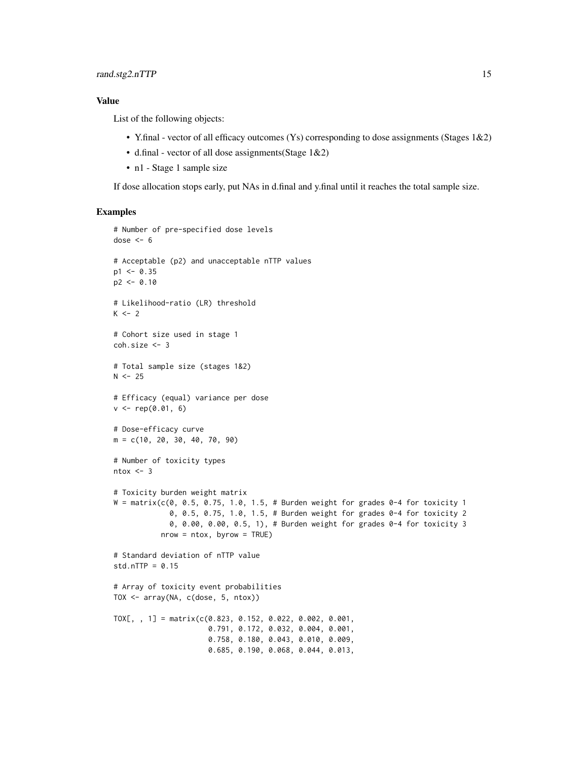### Value

List of the following objects:

- Y.final - vector of all efficacy outcomes (Ys) corresponding to dose assignments (Stages 1&2)
- d.final - vector of all dose assignments(Stage 1&2)
- n1 - Stage 1 sample size

If dose allocation stops early, put NAs in d.final and y.final until it reaches the total sample size.

### Examples

```
# Number of pre-specified dose levels
dose <- 6

# Acceptable (p2) and unacceptable nTTP values
p1 <- 0.35
p2 <- 0.10

# Likelihood-ratio (LR) threshold
K <- 2

# Cohort size used in stage 1
coh.size <- 3

# Total sample size (stages 1&2)
N <- 25

# Efficacy (equal) variance per dose
v <- rep(0.01, 6)

# Dose-efficacy curve
m = c(10, 20, 30, 40, 70, 90)

# Number of toxicity types
ntox <- 3

# Toxicity burden weight matrix
W = matrix(c(0, 0.5, 0.75, 1.0, 1.5, # Burden weight for grades 0-4 for toxicity 1
             0, 0.5, 0.75, 1.0, 1.5, # Burden weight for grades 0-4 for toxicity 2
             0, 0.00, 0.00, 0.5, 1), # Burden weight for grades 0-4 for toxicity 3
           nrow = ntox, byrow = TRUE)

# Standard deviation of nTTP value
std.nTTP = 0.15

# Array of toxicity event probabilities
TOX <- array(NA, c(dose, 5, ntox))

TOX[, , 1] = matrix(c(0.823, 0.152, 0.022, 0.002, 0.001,
                      0.791, 0.172, 0.032, 0.004, 0.001,
                      0.758, 0.180, 0.043, 0.010, 0.009,
                      0.685, 0.190, 0.068, 0.044, 0.013,
```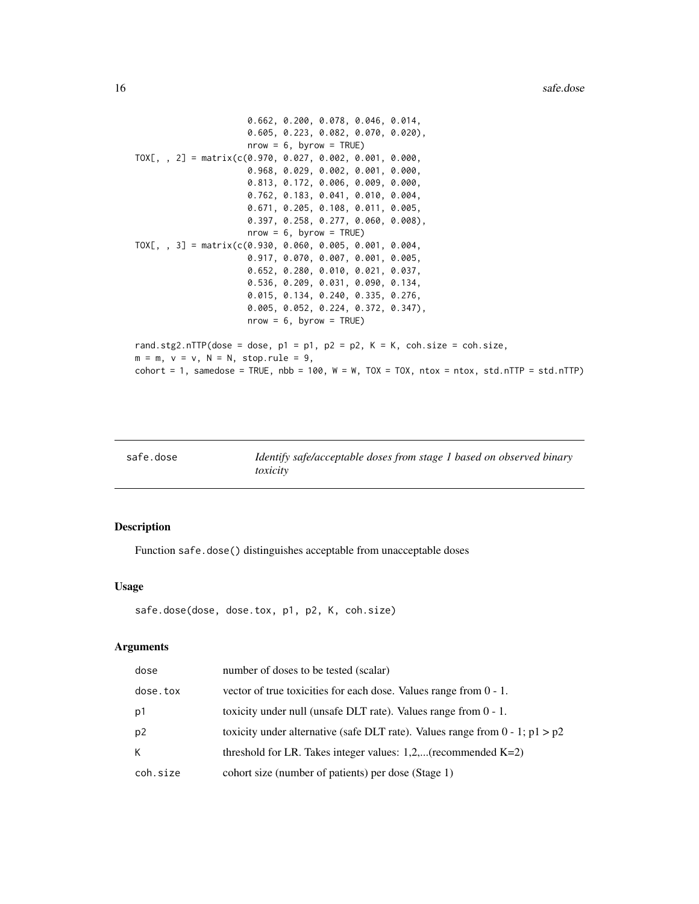```
                        0.662, 0.200, 0.078, 0.046, 0.014,
                        0.605, 0.223, 0.082, 0.070, 0.020),
                        nrow = 6, byrow = TRUE)
TOX[, , 2] = matrix(c(0.970, 0.027, 0.002, 0.001, 0.000,
                        0.968, 0.029, 0.002, 0.001, 0.000,
                        0.813, 0.172, 0.006, 0.009, 0.000,
                        0.762, 0.183, 0.041, 0.010, 0.004,
                        0.671, 0.205, 0.108, 0.011, 0.005,
                        0.397, 0.258, 0.277, 0.060, 0.008),
                        nrow = 6, byrow = TRUE)
TOX[, , 3] = matrix(c(0.930, 0.060, 0.005, 0.001, 0.004,
                        0.917, 0.070, 0.007, 0.001, 0.005,
                        0.652, 0.280, 0.010, 0.021, 0.037,
                        0.536, 0.209, 0.031, 0.090, 0.134,
                        0.015, 0.134, 0.240, 0.335, 0.276,
                        0.005, 0.052, 0.224, 0.372, 0.347),
                        nrow = 6, byrow = TRUE)

rand.stg2.nTTP(dose = dose, p1 = p1, p2 = p2, K = K, coh.size = coh.size,
m = m, v = v, N = N, stop.rule = 9,
cohort = 1, samedose = TRUE, nbb = 100, W = W, TOX = TOX, ntox = ntox, std.nTTP = std.nTTP)
```

---

## safe.dose — *Identify safe/acceptable doses from stage 1 based on observed binary toxicity*

---

### Description

Function safe.dose() distinguishes acceptable from unacceptable doses

### Usage

```
safe.dose(dose, dose.tox, p1, p2, K, coh.size)
```

### Arguments

| | |
|---|---|
| dose | number of doses to be tested (scalar) |
| dose.tox | vector of true toxicities for each dose. Values range from 0 - 1. |
| p1 | toxicity under null (unsafe DLT rate). Values range from 0 - 1. |
| p2 | toxicity under alternative (safe DLT rate). Values range from 0 - 1; p1 > p2 |
| K | threshold for LR. Takes integer values: 1,2,...(recommended K=2) |
| coh.size | cohort size (number of patients) per dose (Stage 1) |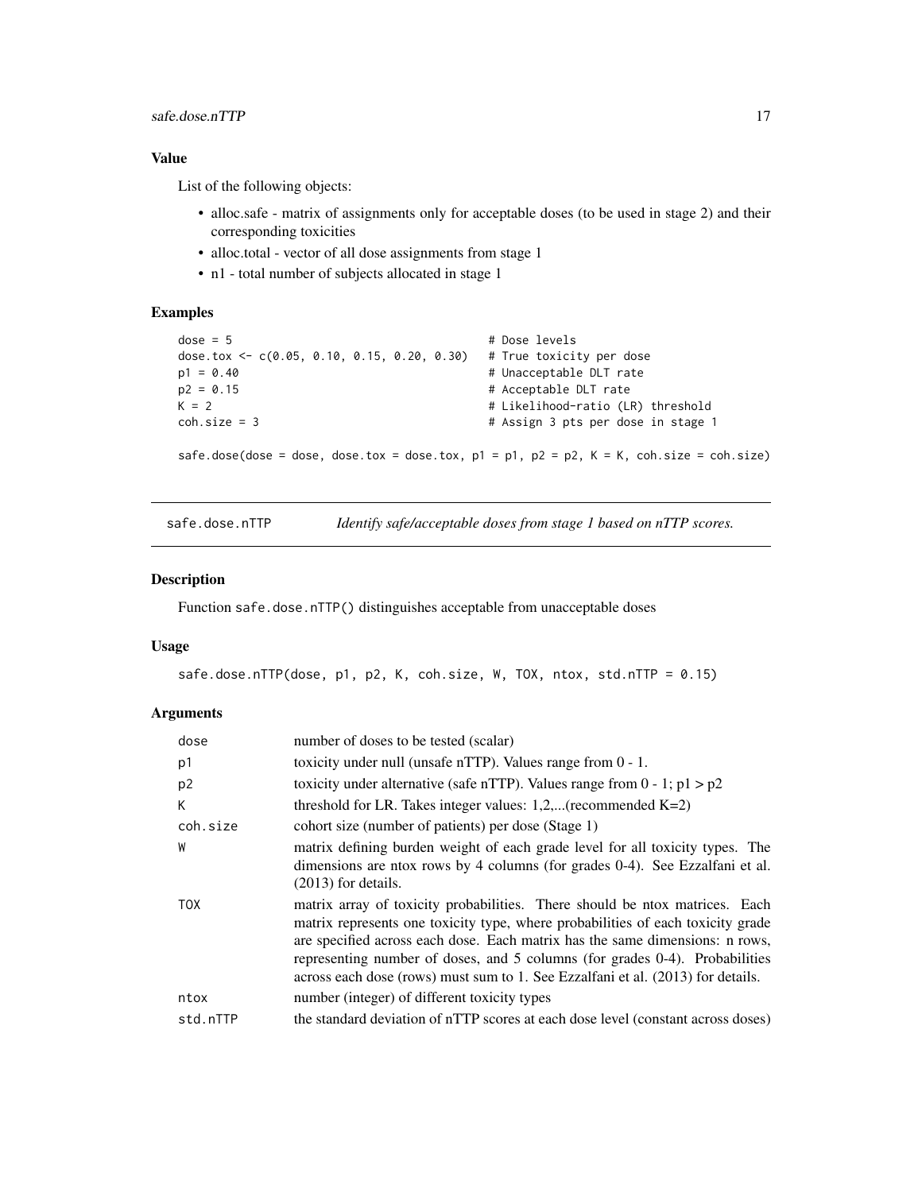### Value

List of the following objects:

- alloc.safe - matrix of assignments only for acceptable doses (to be used in stage 2) and their corresponding toxicities
- alloc.total - vector of all dose assignments from stage 1
- n1 - total number of subjects allocated in stage 1

### Examples

```
dose = 5                                      # Dose levels
dose.tox <- c(0.05, 0.10, 0.15, 0.20, 0.30)  # True toxicity per dose
p1 = 0.40                                     # Unacceptable DLT rate
p2 = 0.15                                     # Acceptable DLT rate
K = 2                                         # Likelihood-ratio (LR) threshold
coh.size = 3                                  # Assign 3 pts per dose in stage 1

safe.dose(dose = dose, dose.tox = dose.tox, p1 = p1, p2 = p2, K = K, coh.size = coh.size)
```

---

## safe.dose.nTTP — *Identify safe/acceptable doses from stage 1 based on nTTP scores.*

### Description

Function `safe.dose.nTTP()` distinguishes acceptable from unacceptable doses

### Usage

```
safe.dose.nTTP(dose, p1, p2, K, coh.size, W, TOX, ntox, std.nTTP = 0.15)
```

### Arguments

| | |
|---|---|
| dose | number of doses to be tested (scalar) |
| p1 | toxicity under null (unsafe nTTP). Values range from 0 - 1. |
| p2 | toxicity under alternative (safe nTTP). Values range from 0 - 1; p1 > p2 |
| K | threshold for LR. Takes integer values: 1,2,...(recommended K=2) |
| coh.size | cohort size (number of patients) per dose (Stage 1) |
| W | matrix defining burden weight of each grade level for all toxicity types. The dimensions are ntox rows by 4 columns (for grades 0-4). See Ezzalfani et al. (2013) for details. |
| TOX | matrix array of toxicity probabilities. There should be ntox matrices. Each matrix represents one toxicity type, where probabilities of each toxicity grade are specified across each dose. Each matrix has the same dimensions: n rows, representing number of doses, and 5 columns (for grades 0-4). Probabilities across each dose (rows) must sum to 1. See Ezzalfani et al. (2013) for details. |
| ntox | number (integer) of different toxicity types |
| std.nTTP | the standard deviation of nTTP scores at each dose level (constant across doses) |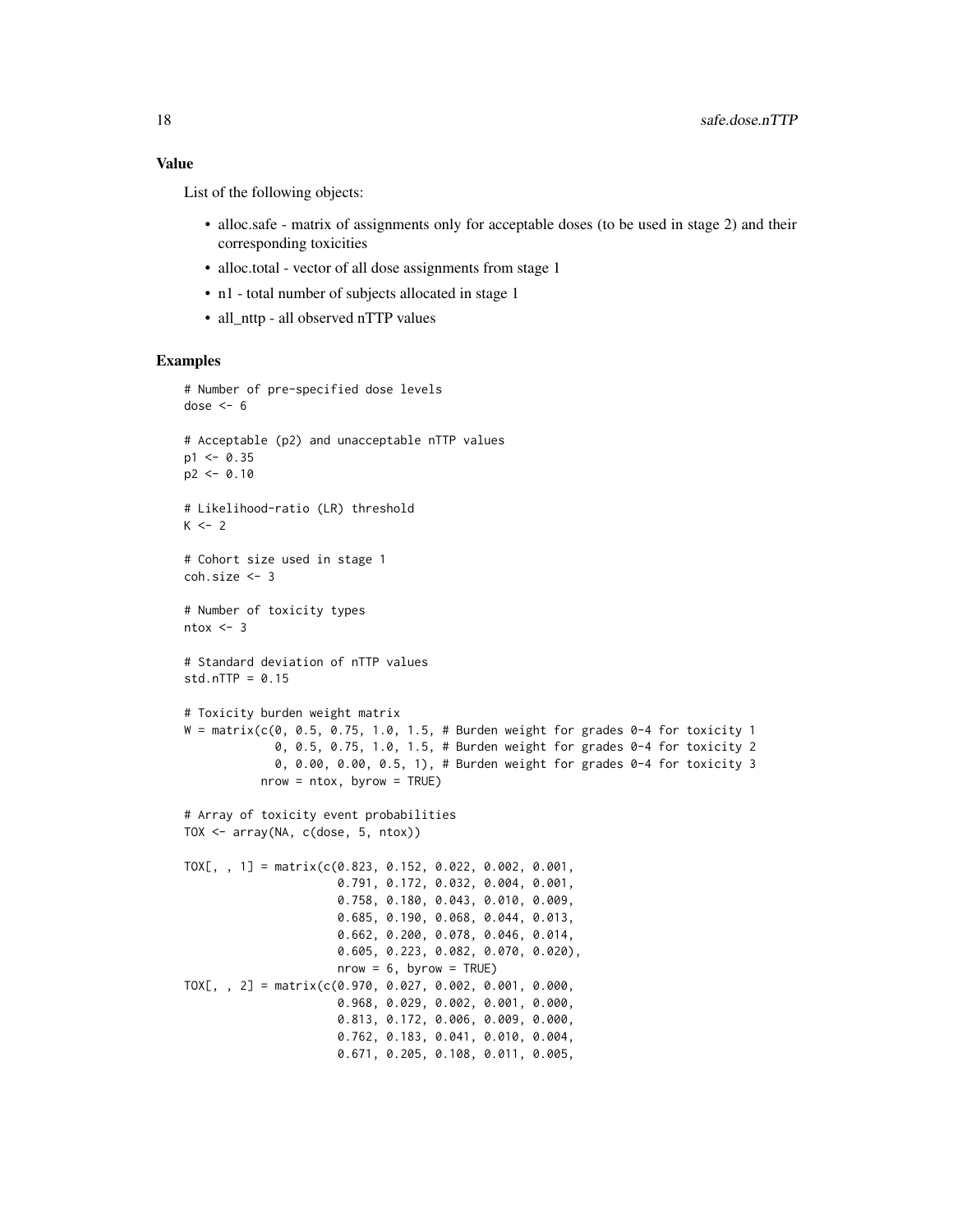### Value

List of the following objects:

- alloc.safe - matrix of assignments only for acceptable doses (to be used in stage 2) and their corresponding toxicities
- alloc.total - vector of all dose assignments from stage 1
- n1 - total number of subjects allocated in stage 1
- all_nttp - all observed nTTP values

### Examples

```
# Number of pre-specified dose levels
dose <- 6

# Acceptable (p2) and unacceptable nTTP values
p1 <- 0.35
p2 <- 0.10

# Likelihood-ratio (LR) threshold
K <- 2

# Cohort size used in stage 1
coh.size <- 3

# Number of toxicity types
ntox <- 3

# Standard deviation of nTTP values
std.nTTP = 0.15

# Toxicity burden weight matrix
W = matrix(c(0, 0.5, 0.75, 1.0, 1.5, # Burden weight for grades 0-4 for toxicity 1
             0, 0.5, 0.75, 1.0, 1.5, # Burden weight for grades 0-4 for toxicity 2
             0, 0.00, 0.00, 0.5, 1), # Burden weight for grades 0-4 for toxicity 3
           nrow = ntox, byrow = TRUE)

# Array of toxicity event probabilities
TOX <- array(NA, c(dose, 5, ntox))

TOX[, , 1] = matrix(c(0.823, 0.152, 0.022, 0.002, 0.001,
                      0.791, 0.172, 0.032, 0.004, 0.001,
                      0.758, 0.180, 0.043, 0.010, 0.009,
                      0.685, 0.190, 0.068, 0.044, 0.013,
                      0.662, 0.200, 0.078, 0.046, 0.014,
                      0.605, 0.223, 0.082, 0.070, 0.020),
                      nrow = 6, byrow = TRUE)
TOX[, , 2] = matrix(c(0.970, 0.027, 0.002, 0.001, 0.000,
                      0.968, 0.029, 0.002, 0.001, 0.000,
                      0.813, 0.172, 0.006, 0.009, 0.000,
                      0.762, 0.183, 0.041, 0.010, 0.004,
                      0.671, 0.205, 0.108, 0.011, 0.005,
```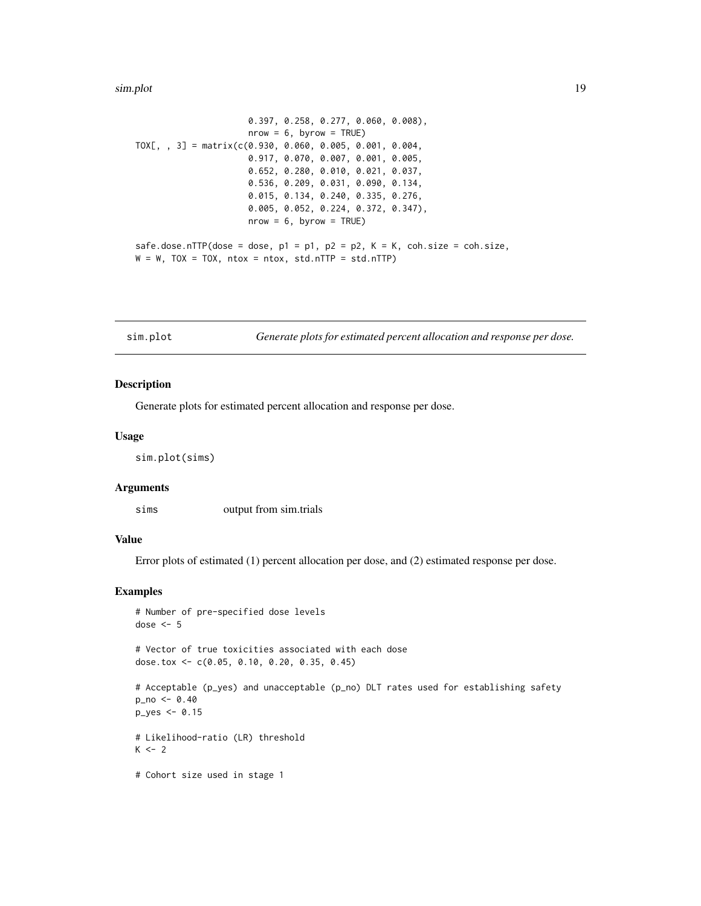```
                       0.397, 0.258, 0.277, 0.060, 0.008),
                       nrow = 6, byrow = TRUE)
TOX[, , 3] = matrix(c(0.930, 0.060, 0.005, 0.001, 0.004,
                       0.917, 0.070, 0.007, 0.001, 0.005,
                       0.652, 0.280, 0.010, 0.021, 0.037,
                       0.536, 0.209, 0.031, 0.090, 0.134,
                       0.015, 0.134, 0.240, 0.335, 0.276,
                       0.005, 0.052, 0.224, 0.372, 0.347),
                       nrow = 6, byrow = TRUE)

safe.dose.nTTP(dose = dose, p1 = p1, p2 = p2, K = K, coh.size = coh.size,
W = W, TOX = TOX, ntox = ntox, std.nTTP = std.nTTP)
```

## sim.plot — *Generate plots for estimated percent allocation and response per dose.*

### Description

Generate plots for estimated percent allocation and response per dose.

### Usage

```
sim.plot(sims)
```

### Arguments

| | |
|---|---|
| sims | output from sim.trials |

### Value

Error plots of estimated (1) percent allocation per dose, and (2) estimated response per dose.

### Examples

```
# Number of pre-specified dose levels
dose <- 5

# Vector of true toxicities associated with each dose
dose.tox <- c(0.05, 0.10, 0.20, 0.35, 0.45)

# Acceptable (p_yes) and unacceptable (p_no) DLT rates used for establishing safety
p_no <- 0.40
p_yes <- 0.15

# Likelihood-ratio (LR) threshold
K <- 2

# Cohort size used in stage 1
```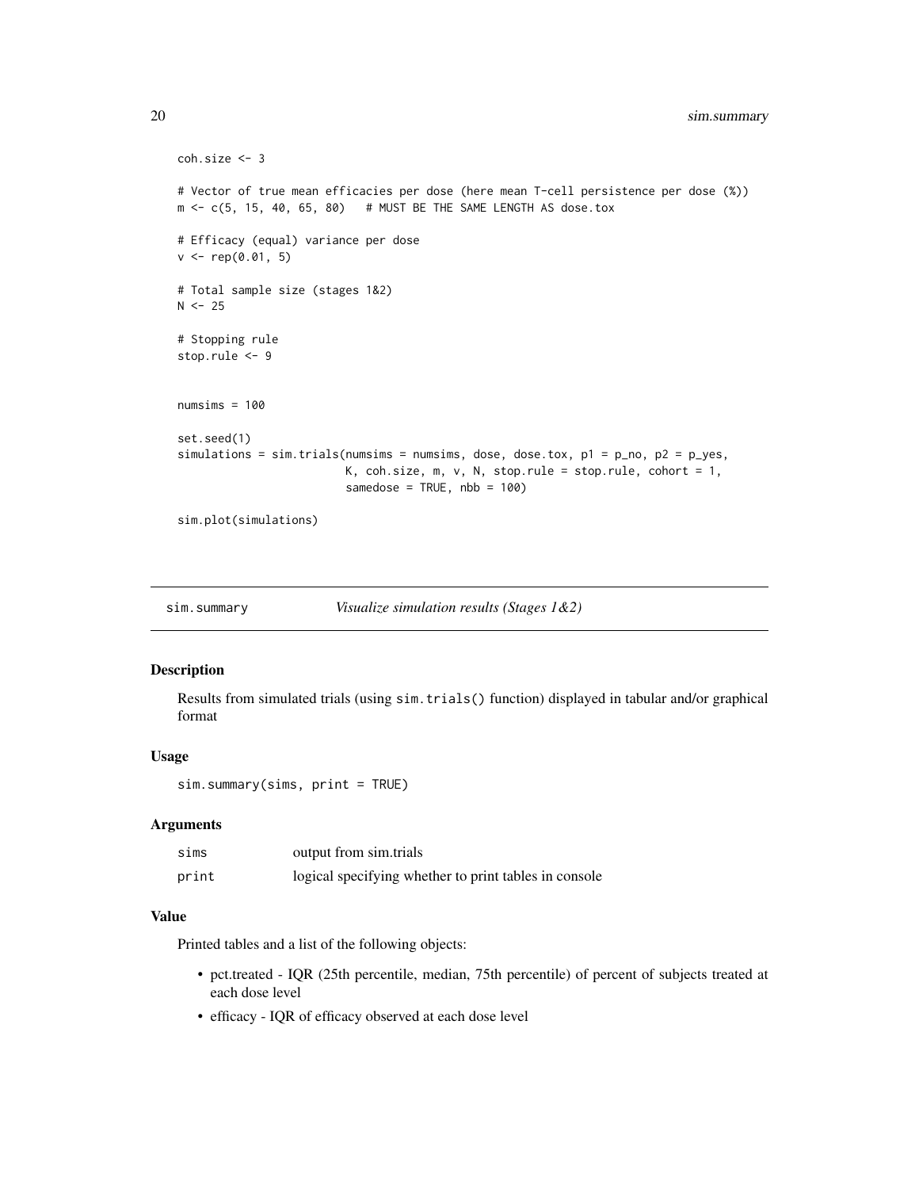```
coh.size <- 3

# Vector of true mean efficacies per dose (here mean T-cell persistence per dose (%))
m <- c(5, 15, 40, 65, 80)   # MUST BE THE SAME LENGTH AS dose.tox

# Efficacy (equal) variance per dose
v <- rep(0.01, 5)

# Total sample size (stages 1&2)
N <- 25

# Stopping rule
stop.rule <- 9


numsims = 100

set.seed(1)
simulations = sim.trials(numsims = numsims, dose, dose.tox, p1 = p_no, p2 = p_yes,
                         K, coh.size, m, v, N, stop.rule = stop.rule, cohort = 1,
                         samedose = TRUE, nbb = 100)

sim.plot(simulations)
```

## sim.summary *Visualize simulation results (Stages 1&2)*

### Description

Results from simulated trials (using `sim.trials()` function) displayed in tabular and/or graphical format

### Usage

```
sim.summary(sims, print = TRUE)
```

### Arguments

| | |
|---|---|
| sims | output from sim.trials |
| print | logical specifying whether to print tables in console |

### Value

Printed tables and a list of the following objects:

- pct.treated - IQR (25th percentile, median, 75th percentile) of percent of subjects treated at each dose level
- efficacy - IQR of efficacy observed at each dose level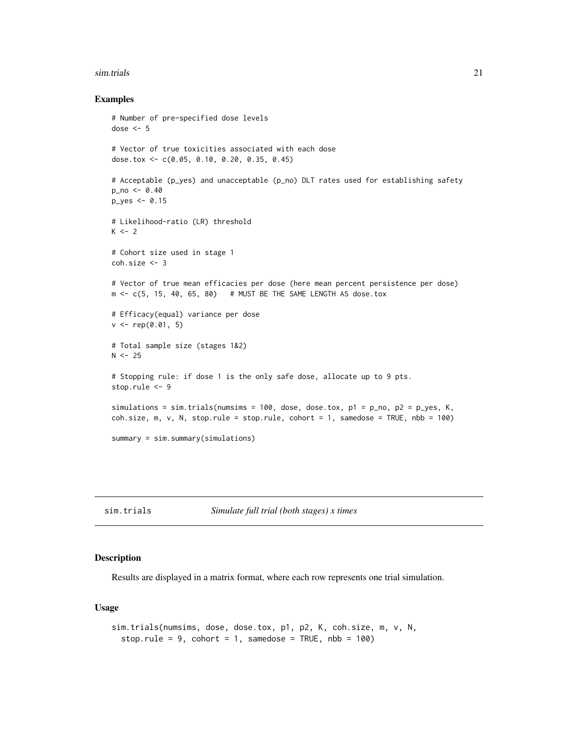### Examples

```
# Number of pre-specified dose levels
dose <- 5

# Vector of true toxicities associated with each dose
dose.tox <- c(0.05, 0.10, 0.20, 0.35, 0.45)

# Acceptable (p_yes) and unacceptable (p_no) DLT rates used for establishing safety
p_no <- 0.40
p_yes <- 0.15

# Likelihood-ratio (LR) threshold
K <- 2

# Cohort size used in stage 1
coh.size <- 3

# Vector of true mean efficacies per dose (here mean percent persistence per dose)
m <- c(5, 15, 40, 65, 80)   # MUST BE THE SAME LENGTH AS dose.tox

# Efficacy(equal) variance per dose
v <- rep(0.01, 5)

# Total sample size (stages 1&2)
N <- 25

# Stopping rule: if dose 1 is the only safe dose, allocate up to 9 pts.
stop.rule <- 9

simulations = sim.trials(numsims = 100, dose, dose.tox, p1 = p_no, p2 = p_yes, K,
coh.size, m, v, N, stop.rule = stop.rule, cohort = 1, samedose = TRUE, nbb = 100)

summary = sim.summary(simulations)
```

---

## sim.trials &nbsp;&nbsp;&nbsp;&nbsp; *Simulate full trial (both stages) x times*

---

### Description

Results are displayed in a matrix format, where each row represents one trial simulation.

### Usage

```
sim.trials(numsims, dose, dose.tox, p1, p2, K, coh.size, m, v, N,
  stop.rule = 9, cohort = 1, samedose = TRUE, nbb = 100)
```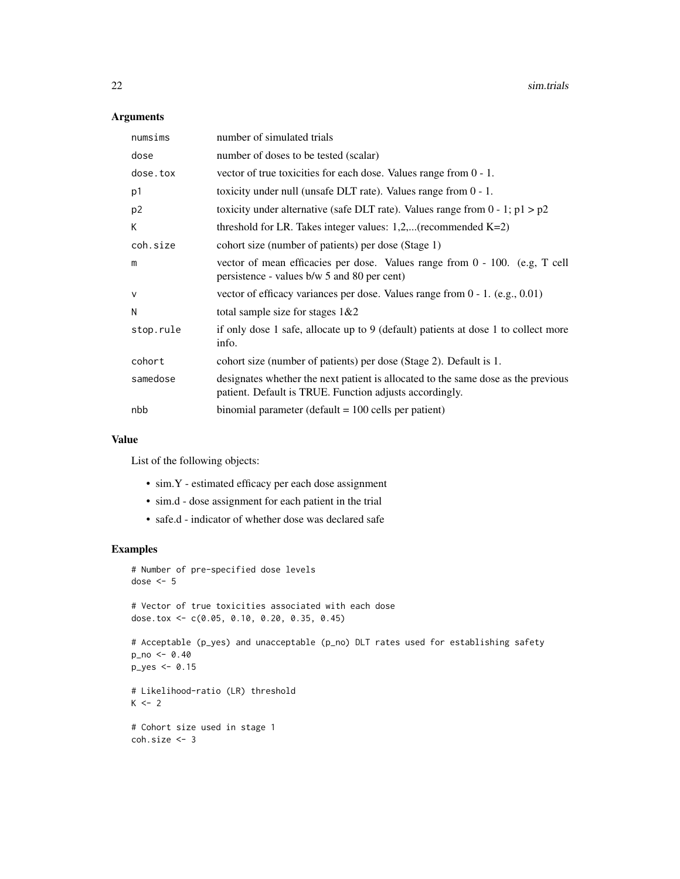## Arguments

| | |
|---|---|
| numsims | number of simulated trials |
| dose | number of doses to be tested (scalar) |
| dose.tox | vector of true toxicities for each dose. Values range from 0 - 1. |
| p1 | toxicity under null (unsafe DLT rate). Values range from 0 - 1. |
| p2 | toxicity under alternative (safe DLT rate). Values range from 0 - 1; p1 > p2 |
| K | threshold for LR. Takes integer values: 1,2,...(recommended K=2) |
| coh.size | cohort size (number of patients) per dose (Stage 1) |
| m | vector of mean efficacies per dose. Values range from 0 - 100. (e.g, T cell persistence - values b/w 5 and 80 per cent) |
| v | vector of efficacy variances per dose. Values range from 0 - 1. (e.g., 0.01) |
| N | total sample size for stages 1&2 |
| stop.rule | if only dose 1 safe, allocate up to 9 (default) patients at dose 1 to collect more info. |
| cohort | cohort size (number of patients) per dose (Stage 2). Default is 1. |
| samedose | designates whether the next patient is allocated to the same dose as the previous patient. Default is TRUE. Function adjusts accordingly. |
| nbb | binomial parameter (default = 100 cells per patient) |

## Value

List of the following objects:

- sim.Y - estimated efficacy per each dose assignment
- sim.d - dose assignment for each patient in the trial
- safe.d - indicator of whether dose was declared safe

## Examples

```
# Number of pre-specified dose levels
dose <- 5

# Vector of true toxicities associated with each dose
dose.tox <- c(0.05, 0.10, 0.20, 0.35, 0.45)

# Acceptable (p_yes) and unacceptable (p_no) DLT rates used for establishing safety
p_no <- 0.40
p_yes <- 0.15

# Likelihood-ratio (LR) threshold
K <- 2

# Cohort size used in stage 1
coh.size <- 3
```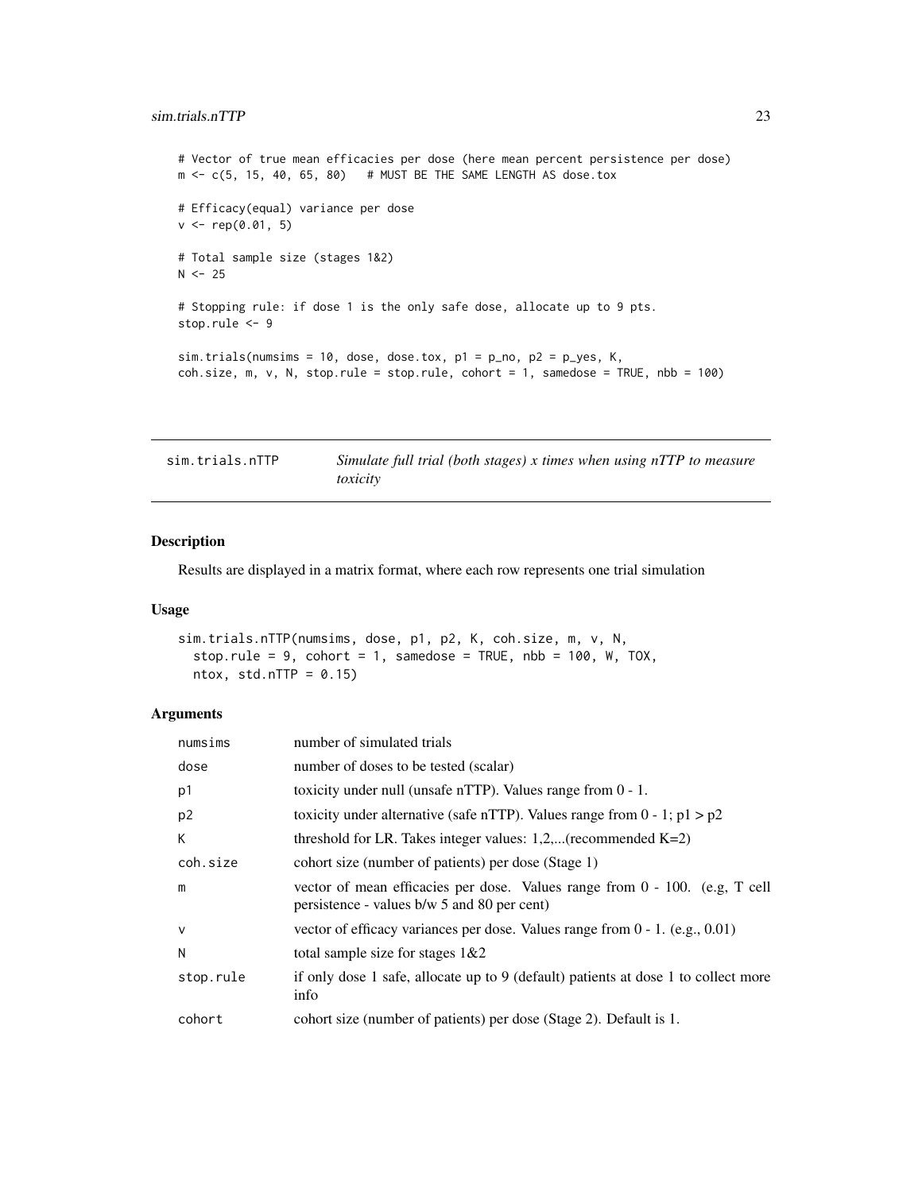```
# Vector of true mean efficacies per dose (here mean percent persistence per dose)
m <- c(5, 15, 40, 65, 80)   # MUST BE THE SAME LENGTH AS dose.tox

# Efficacy(equal) variance per dose
v <- rep(0.01, 5)

# Total sample size (stages 1&2)
N <- 25

# Stopping rule: if dose 1 is the only safe dose, allocate up to 9 pts.
stop.rule <- 9

sim.trials(numsims = 10, dose, dose.tox, p1 = p_no, p2 = p_yes, K,
coh.size, m, v, N, stop.rule = stop.rule, cohort = 1, samedose = TRUE, nbb = 100)
```

---

## sim.trials.nTTP — *Simulate full trial (both stages) x times when using nTTP to measure toxicity*

---

### Description

Results are displayed in a matrix format, where each row represents one trial simulation

### Usage

```
sim.trials.nTTP(numsims, dose, p1, p2, K, coh.size, m, v, N,
  stop.rule = 9, cohort = 1, samedose = TRUE, nbb = 100, W, TOX,
  ntox, std.nTTP = 0.15)
```

### Arguments

| | |
|---|---|
| numsims | number of simulated trials |
| dose | number of doses to be tested (scalar) |
| p1 | toxicity under null (unsafe nTTP). Values range from 0 - 1. |
| p2 | toxicity under alternative (safe nTTP). Values range from 0 - 1; p1 > p2 |
| K | threshold for LR. Takes integer values: 1,2,...(recommended K=2) |
| coh.size | cohort size (number of patients) per dose (Stage 1) |
| m | vector of mean efficacies per dose. Values range from 0 - 100. (e.g, T cell persistence - values b/w 5 and 80 per cent) |
| v | vector of efficacy variances per dose. Values range from 0 - 1. (e.g., 0.01) |
| N | total sample size for stages 1&2 |
| stop.rule | if only dose 1 safe, allocate up to 9 (default) patients at dose 1 to collect more info |
| cohort | cohort size (number of patients) per dose (Stage 2). Default is 1. |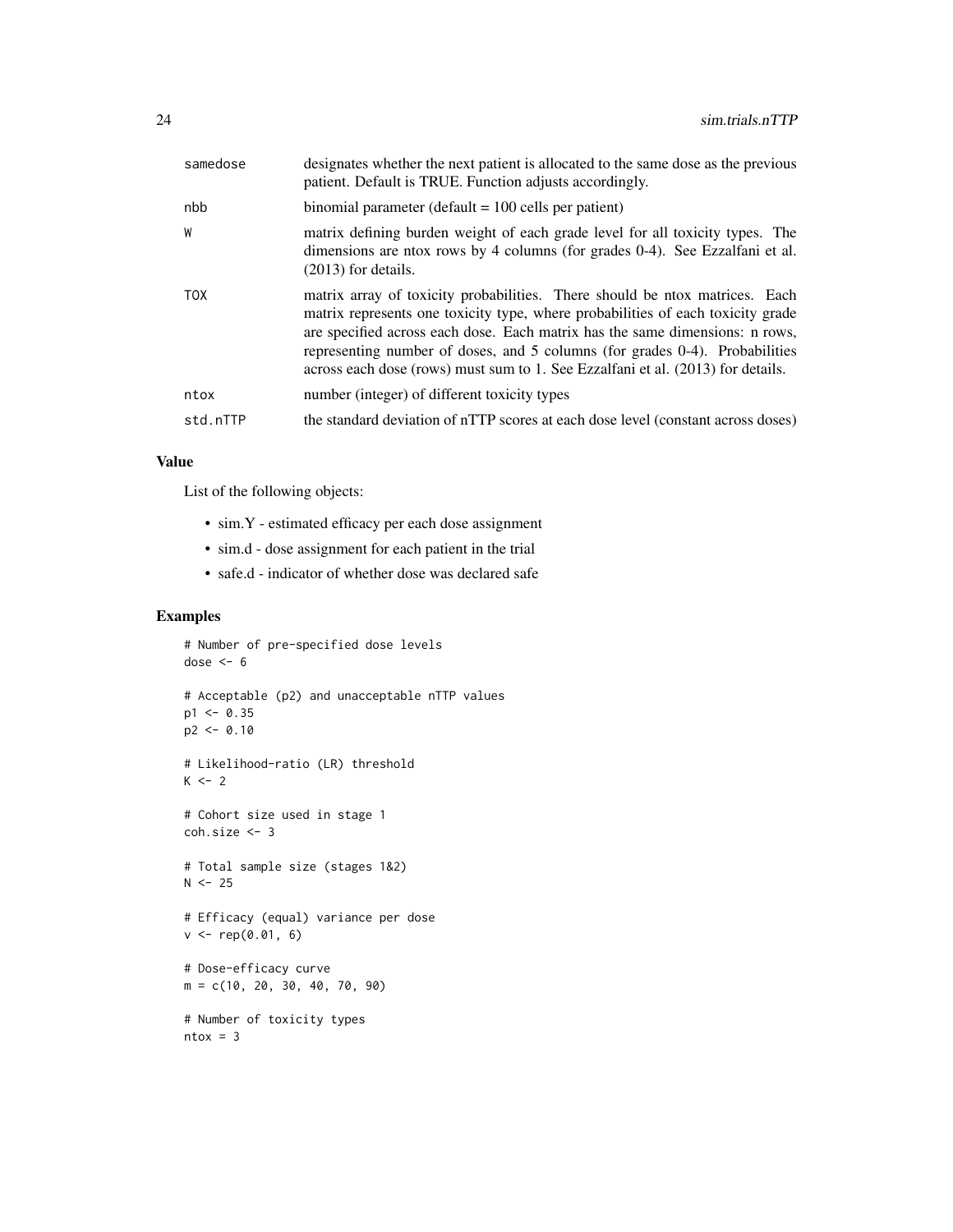| | |
|---|---|
| samedose | designates whether the next patient is allocated to the same dose as the previous patient. Default is TRUE. Function adjusts accordingly. |
| nbb | binomial parameter (default = 100 cells per patient) |
| W | matrix defining burden weight of each grade level for all toxicity types. The dimensions are ntox rows by 4 columns (for grades 0-4). See Ezzalfani et al. (2013) for details. |
| TOX | matrix array of toxicity probabilities. There should be ntox matrices. Each matrix represents one toxicity type, where probabilities of each toxicity grade are specified across each dose. Each matrix has the same dimensions: n rows, representing number of doses, and 5 columns (for grades 0-4). Probabilities across each dose (rows) must sum to 1. See Ezzalfani et al. (2013) for details. |
| ntox | number (integer) of different toxicity types |
| std.nTTP | the standard deviation of nTTP scores at each dose level (constant across doses) |

## Value

List of the following objects:

- sim.Y - estimated efficacy per each dose assignment
- sim.d - dose assignment for each patient in the trial
- safe.d - indicator of whether dose was declared safe

## Examples

```
# Number of pre-specified dose levels
dose <- 6

# Acceptable (p2) and unacceptable nTTP values
p1 <- 0.35
p2 <- 0.10

# Likelihood-ratio (LR) threshold
K <- 2

# Cohort size used in stage 1
coh.size <- 3

# Total sample size (stages 1&2)
N <- 25

# Efficacy (equal) variance per dose
v <- rep(0.01, 6)

# Dose-efficacy curve
m = c(10, 20, 30, 40, 70, 90)

# Number of toxicity types
ntox = 3
```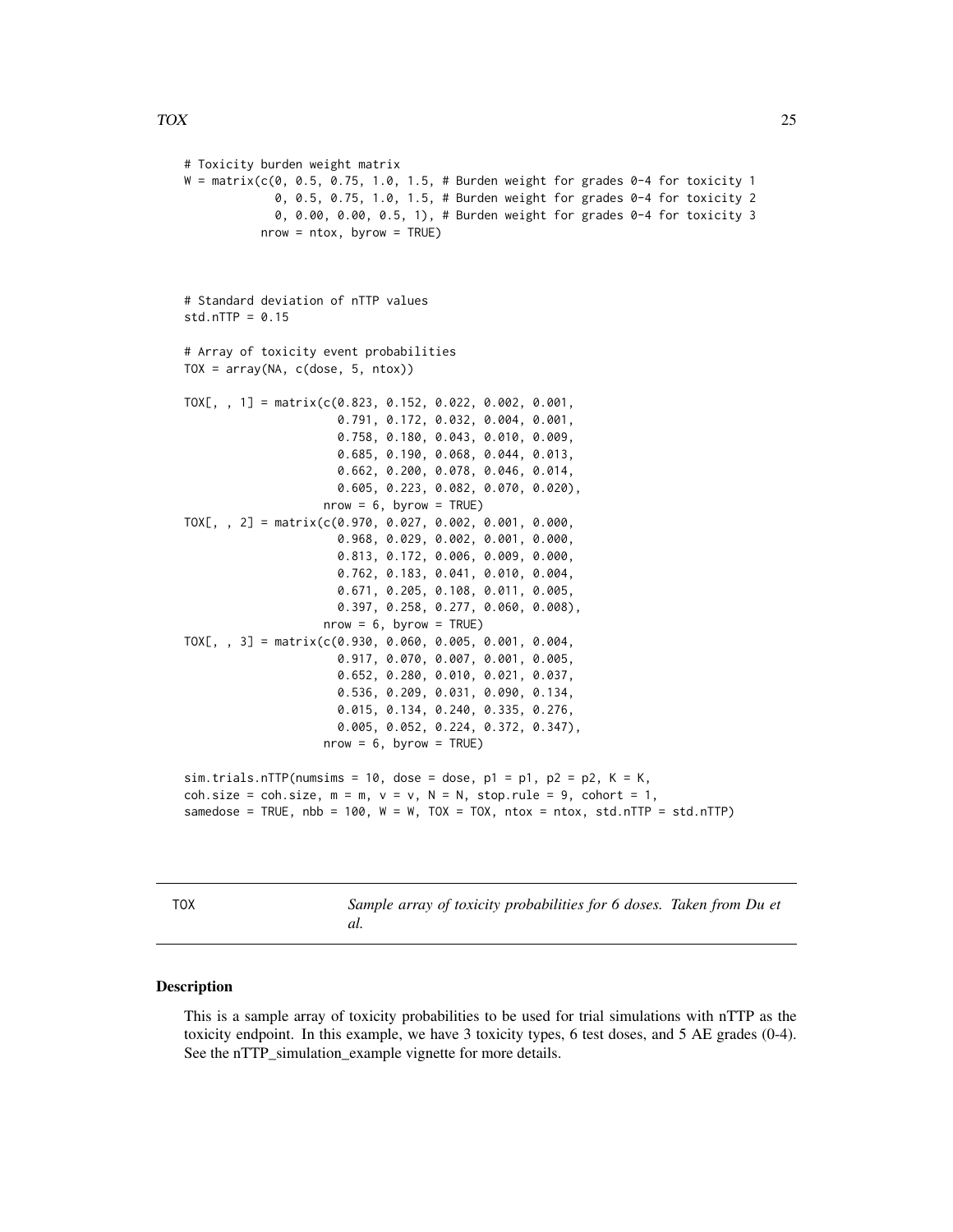```
# Toxicity burden weight matrix
W = matrix(c(0, 0.5, 0.75, 1.0, 1.5, # Burden weight for grades 0-4 for toxicity 1
             0, 0.5, 0.75, 1.0, 1.5, # Burden weight for grades 0-4 for toxicity 2
             0, 0.00, 0.00, 0.5, 1), # Burden weight for grades 0-4 for toxicity 3
           nrow = ntox, byrow = TRUE)



# Standard deviation of nTTP values
std.nTTP = 0.15

# Array of toxicity event probabilities
TOX = array(NA, c(dose, 5, ntox))

TOX[, , 1] = matrix(c(0.823, 0.152, 0.022, 0.002, 0.001,
                      0.791, 0.172, 0.032, 0.004, 0.001,
                      0.758, 0.180, 0.043, 0.010, 0.009,
                      0.685, 0.190, 0.068, 0.044, 0.013,
                      0.662, 0.200, 0.078, 0.046, 0.014,
                      0.605, 0.223, 0.082, 0.070, 0.020),
                    nrow = 6, byrow = TRUE)
TOX[, , 2] = matrix(c(0.970, 0.027, 0.002, 0.001, 0.000,
                      0.968, 0.029, 0.002, 0.001, 0.000,
                      0.813, 0.172, 0.006, 0.009, 0.000,
                      0.762, 0.183, 0.041, 0.010, 0.004,
                      0.671, 0.205, 0.108, 0.011, 0.005,
                      0.397, 0.258, 0.277, 0.060, 0.008),
                    nrow = 6, byrow = TRUE)
TOX[, , 3] = matrix(c(0.930, 0.060, 0.005, 0.001, 0.004,
                      0.917, 0.070, 0.007, 0.001, 0.005,
                      0.652, 0.280, 0.010, 0.021, 0.037,
                      0.536, 0.209, 0.031, 0.090, 0.134,
                      0.015, 0.134, 0.240, 0.335, 0.276,
                      0.005, 0.052, 0.224, 0.372, 0.347),
                    nrow = 6, byrow = TRUE)

sim.trials.nTTP(numsims = 10, dose = dose, p1 = p1, p2 = p2, K = K,
coh.size = coh.size, m = m, v = v, N = N, stop.rule = 9, cohort = 1,
samedose = TRUE, nbb = 100, W = W, TOX = TOX, ntox = ntox, std.nTTP = std.nTTP)
```

---

## TOX — *Sample array of toxicity probabilities for 6 doses. Taken from Du et al.*

---

### Description

This is a sample array of toxicity probabilities to be used for trial simulations with nTTP as the toxicity endpoint. In this example, we have 3 toxicity types, 6 test doses, and 5 AE grades (0-4). See the nTTP_simulation_example vignette for more details.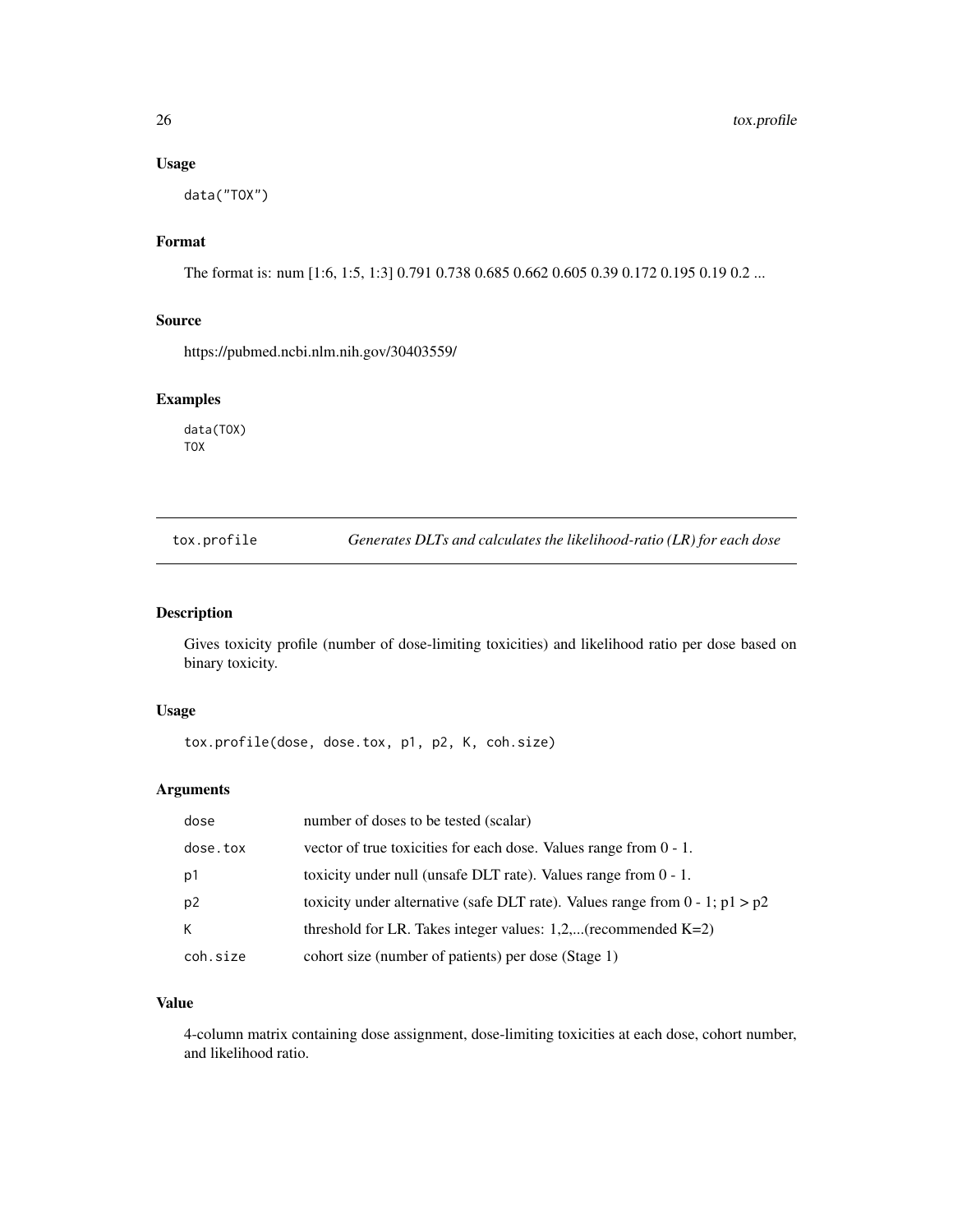## Usage

```
data("TOX")
```

## Format

The format is: num [1:6, 1:5, 1:3] 0.791 0.738 0.685 0.662 0.605 0.39 0.172 0.195 0.19 0.2 ...

## Source

https://pubmed.ncbi.nlm.nih.gov/30403559/

## Examples

```
data(TOX)
TOX
```

---

# tox.profile *Generates DLTs and calculates the likelihood-ratio (LR) for each dose*

## Description

Gives toxicity profile (number of dose-limiting toxicities) and likelihood ratio per dose based on binary toxicity.

## Usage

```
tox.profile(dose, dose.tox, p1, p2, K, coh.size)
```

## Arguments

| | |
|---|---|
| dose | number of doses to be tested (scalar) |
| dose.tox | vector of true toxicities for each dose. Values range from 0 - 1. |
| p1 | toxicity under null (unsafe DLT rate). Values range from 0 - 1. |
| p2 | toxicity under alternative (safe DLT rate). Values range from 0 - 1; p1 > p2 |
| K | threshold for LR. Takes integer values: 1,2,...(recommended K=2) |
| coh.size | cohort size (number of patients) per dose (Stage 1) |

## Value

4-column matrix containing dose assignment, dose-limiting toxicities at each dose, cohort number, and likelihood ratio.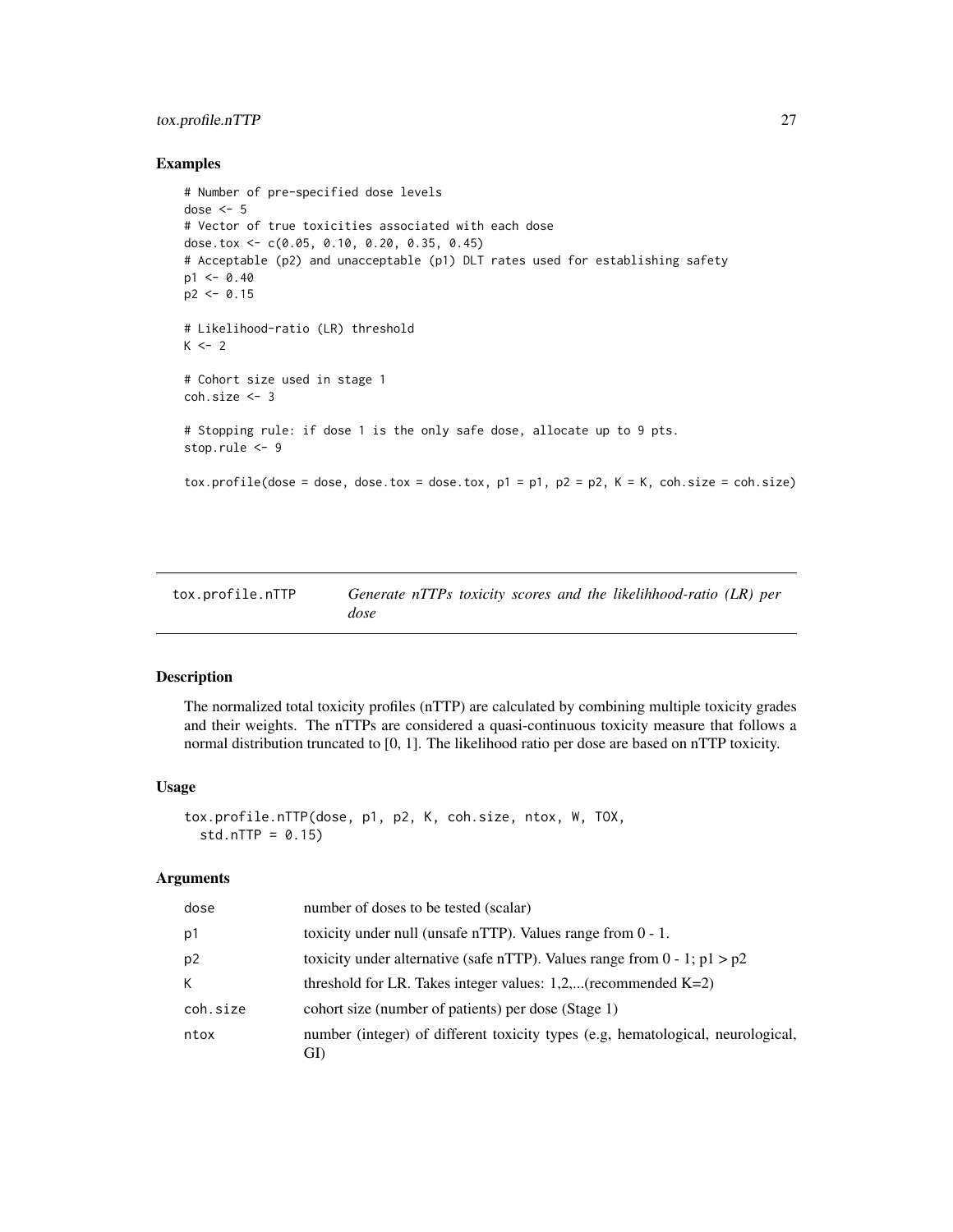## Examples

```
# Number of pre-specified dose levels
dose <- 5
# Vector of true toxicities associated with each dose
dose.tox <- c(0.05, 0.10, 0.20, 0.35, 0.45)
# Acceptable (p2) and unacceptable (p1) DLT rates used for establishing safety
p1 <- 0.40
p2 <- 0.15

# Likelihood-ratio (LR) threshold
K <- 2

# Cohort size used in stage 1
coh.size <- 3

# Stopping rule: if dose 1 is the only safe dose, allocate up to 9 pts.
stop.rule <- 9

tox.profile(dose = dose, dose.tox = dose.tox, p1 = p1, p2 = p2, K = K, coh.size = coh.size)
```

---

# tox.profile.nTTP — *Generate nTTPs toxicity scores and the likelihood-ratio (LR) per dose*

---

## Description

The normalized total toxicity profiles (nTTP) are calculated by combining multiple toxicity grades and their weights. The nTTPs are considered a quasi-continuous toxicity measure that follows a normal distribution truncated to [0, 1]. The likelihood ratio per dose are based on nTTP toxicity.

## Usage

```
tox.profile.nTTP(dose, p1, p2, K, coh.size, ntox, W, TOX,
  std.nTTP = 0.15)
```

## Arguments

| | |
|---|---|
| dose | number of doses to be tested (scalar) |
| p1 | toxicity under null (unsafe nTTP). Values range from 0 - 1. |
| p2 | toxicity under alternative (safe nTTP). Values range from 0 - 1; p1 > p2 |
| K | threshold for LR. Takes integer values: 1,2,...(recommended K=2) |
| coh.size | cohort size (number of patients) per dose (Stage 1) |
| ntox | number (integer) of different toxicity types (e.g, hematological, neurological, GI) |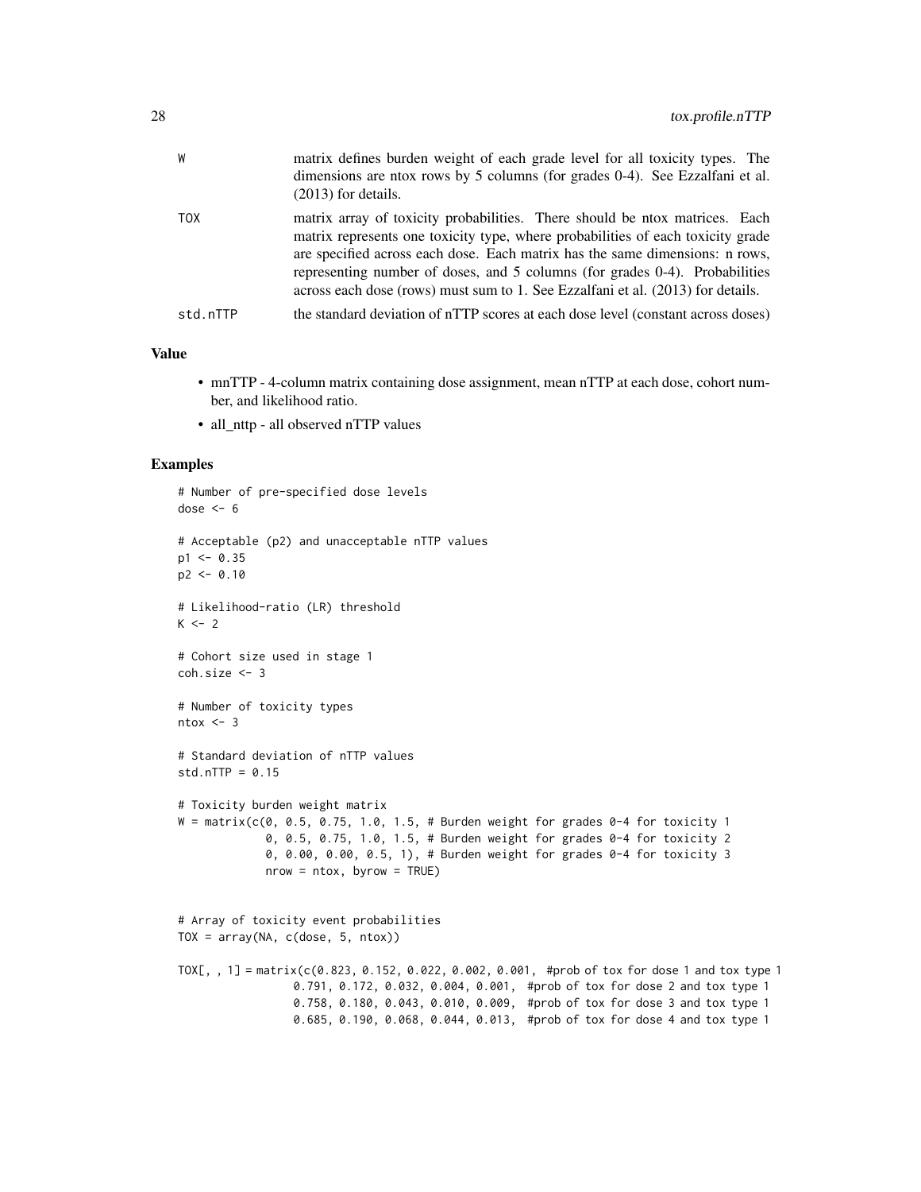| | |
|---|---|
| W | matrix defines burden weight of each grade level for all toxicity types. The dimensions are ntox rows by 5 columns (for grades 0-4). See Ezzalfani et al. (2013) for details. |
| TOX | matrix array of toxicity probabilities. There should be ntox matrices. Each matrix represents one toxicity type, where probabilities of each toxicity grade are specified across each dose. Each matrix has the same dimensions: n rows, representing number of doses, and 5 columns (for grades 0-4). Probabilities across each dose (rows) must sum to 1. See Ezzalfani et al. (2013) for details. |
| std.nTTP | the standard deviation of nTTP scores at each dose level (constant across doses) |

## Value

- mnTTP - 4-column matrix containing dose assignment, mean nTTP at each dose, cohort number, and likelihood ratio.
- all_nttp - all observed nTTP values

## Examples

```
# Number of pre-specified dose levels
dose <- 6

# Acceptable (p2) and unacceptable nTTP values
p1 <- 0.35
p2 <- 0.10

# Likelihood-ratio (LR) threshold
K <- 2

# Cohort size used in stage 1
coh.size <- 3

# Number of toxicity types
ntox <- 3

# Standard deviation of nTTP values
std.nTTP = 0.15

# Toxicity burden weight matrix
W = matrix(c(0, 0.5, 0.75, 1.0, 1.5, # Burden weight for grades 0-4 for toxicity 1
             0, 0.5, 0.75, 1.0, 1.5, # Burden weight for grades 0-4 for toxicity 2
             0, 0.00, 0.00, 0.5, 1), # Burden weight for grades 0-4 for toxicity 3
             nrow = ntox, byrow = TRUE)


# Array of toxicity event probabilities
TOX = array(NA, c(dose, 5, ntox))

TOX[, , 1] = matrix(c(0.823, 0.152, 0.022, 0.002, 0.001, #prob of tox for dose 1 and tox type 1
                 0.791, 0.172, 0.032, 0.004, 0.001, #prob of tox for dose 2 and tox type 1
                 0.758, 0.180, 0.043, 0.010, 0.009, #prob of tox for dose 3 and tox type 1
                 0.685, 0.190, 0.068, 0.044, 0.013, #prob of tox for dose 4 and tox type 1
```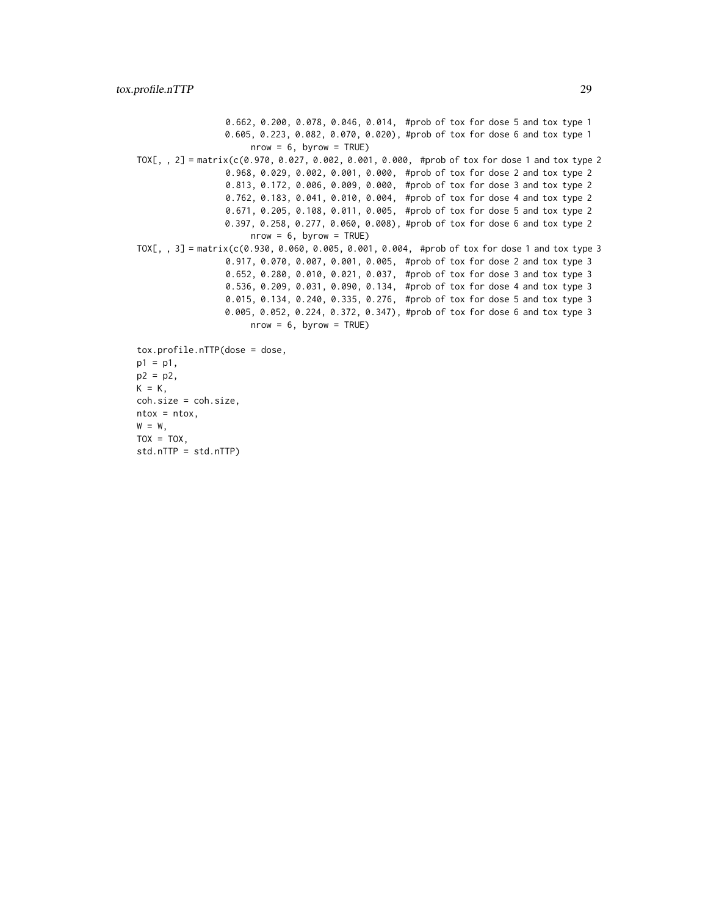```
                 0.662, 0.200, 0.078, 0.046, 0.014,  #prob of tox for dose 5 and tox type 1
                 0.605, 0.223, 0.082, 0.070, 0.020), #prob of tox for dose 6 and tox type 1
                      nrow = 6, byrow = TRUE)
TOX[, , 2] = matrix(c(0.970, 0.027, 0.002, 0.001, 0.000,  #prob of tox for dose 1 and tox type 2
                 0.968, 0.029, 0.002, 0.001, 0.000,  #prob of tox for dose 2 and tox type 2
                 0.813, 0.172, 0.006, 0.009, 0.000,  #prob of tox for dose 3 and tox type 2
                 0.762, 0.183, 0.041, 0.010, 0.004,  #prob of tox for dose 4 and tox type 2
                 0.671, 0.205, 0.108, 0.011, 0.005,  #prob of tox for dose 5 and tox type 2
                 0.397, 0.258, 0.277, 0.060, 0.008), #prob of tox for dose 6 and tox type 2
                      nrow = 6, byrow = TRUE)
TOX[, , 3] = matrix(c(0.930, 0.060, 0.005, 0.001, 0.004,  #prob of tox for dose 1 and tox type 3
                 0.917, 0.070, 0.007, 0.001, 0.005,  #prob of tox for dose 2 and tox type 3
                 0.652, 0.280, 0.010, 0.021, 0.037,  #prob of tox for dose 3 and tox type 3
                 0.536, 0.209, 0.031, 0.090, 0.134,  #prob of tox for dose 4 and tox type 3
                 0.015, 0.134, 0.240, 0.335, 0.276,  #prob of tox for dose 5 and tox type 3
                 0.005, 0.052, 0.224, 0.372, 0.347), #prob of tox for dose 6 and tox type 3
                      nrow = 6, byrow = TRUE)

tox.profile.nTTP(dose = dose,
p1 = p1,
p2 = p2,
K = K,
coh.size = coh.size,
ntox = ntox,
W = W,
TOX = TOX,
std.nTTP = std.nTTP)
```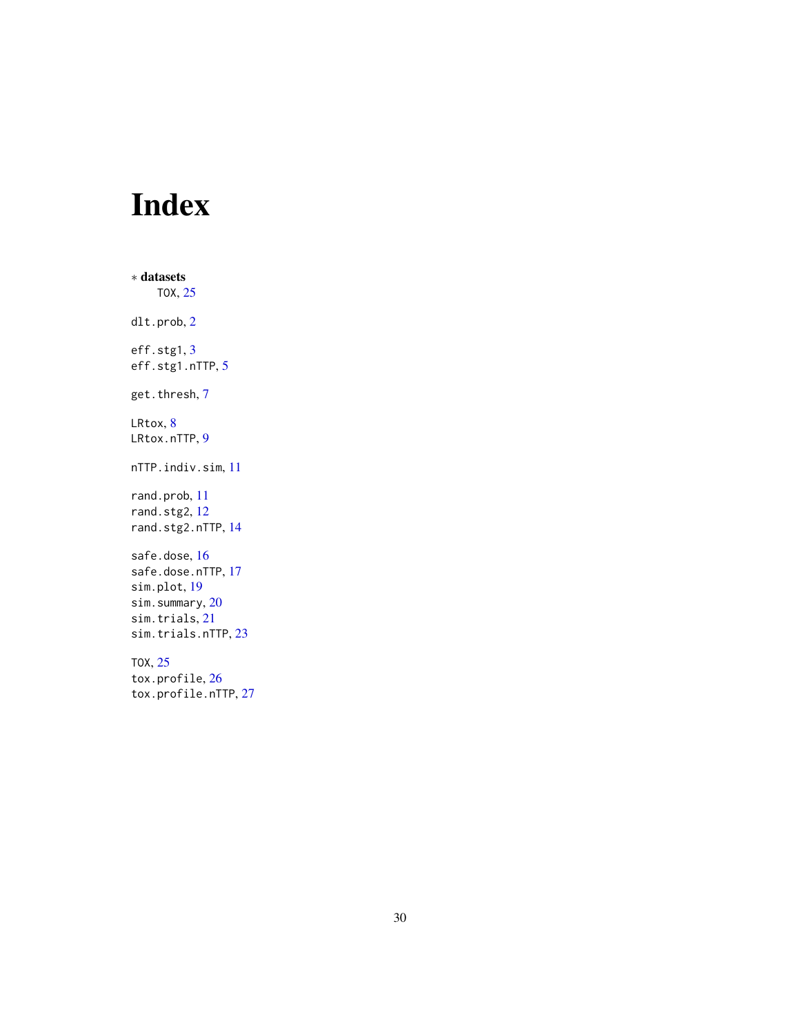# Index

∗ **datasets**
  TOX, 25

dlt.prob, 2

eff.stg1, 3
eff.stg1.nTTP, 5

get.thresh, 7

LRtox, 8
LRtox.nTTP, 9

nTTP.indiv.sim, 11

rand.prob, 11
rand.stg2, 12
rand.stg2.nTTP, 14

safe.dose, 16
safe.dose.nTTP, 17
sim.plot, 19
sim.summary, 20
sim.trials, 21
sim.trials.nTTP, 23

TOX, 25
tox.profile, 26
tox.profile.nTTP, 27